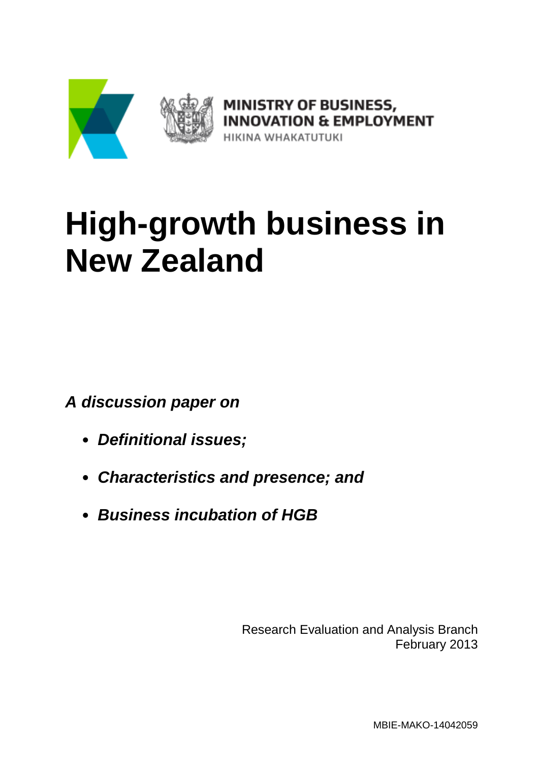MINISTRY OF BUSINESS, INNOVATION & EMPLOYMENT
HIKINA WHAKATUTUKI

# High-growth business in New Zealand

***A discussion paper on***

- ***Definitional issues;***
- ***Characteristics and presence; and***
- ***Business incubation of HGB***

Research Evaluation and Analysis Branch
February 2013

MBIE-MAKO-14042059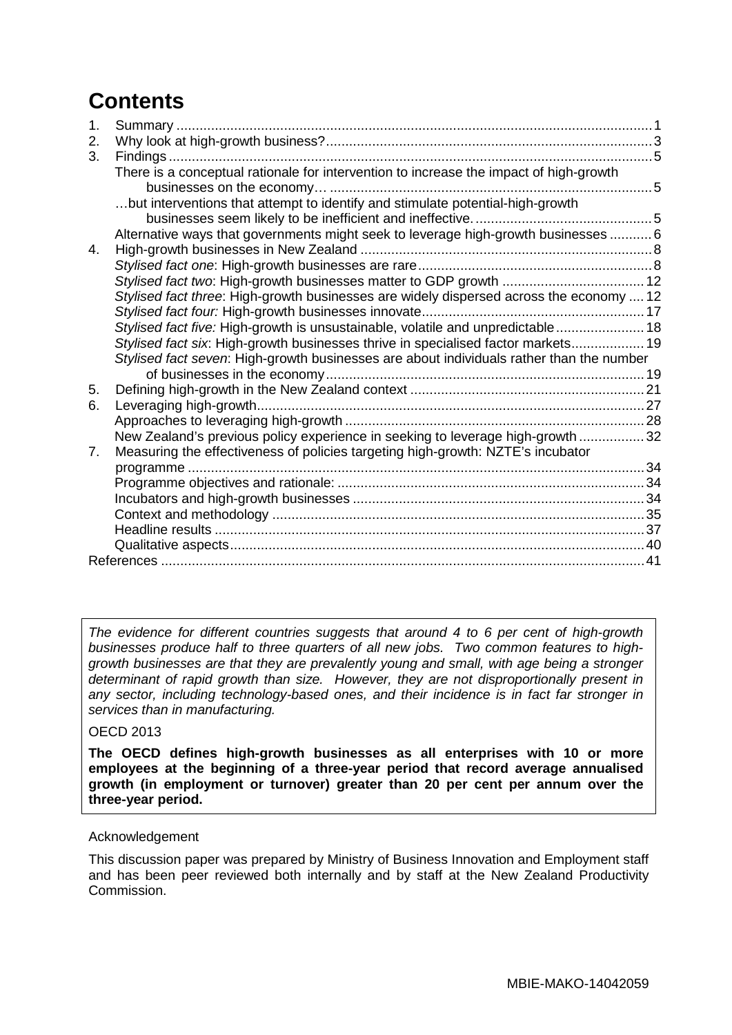# Contents

1. Summary ........................................................................................................................... 1
2. Why look at high-growth business? ..................................................................................... 3
3. Findings ............................................................................................................................ 5
   - There is a conceptual rationale for intervention to increase the impact of high-growth businesses on the economy… .................................................................................... 5
   - …but interventions that attempt to identify and stimulate potential-high-growth businesses seem likely to be inefficient and ineffective. .............................................. 5
   - Alternative ways that governments might seek to leverage high-growth businesses ........... 6
4. High-growth businesses in New Zealand ............................................................................ 8
   - *Stylised fact one*: High-growth businesses are rare ............................................................. 8
   - *Stylised fact two*: High-growth businesses matter to GDP growth ..................................... 12
   - *Stylised fact three*: High-growth businesses are widely dispersed across the economy .... 12
   - *Stylised fact four:* High-growth businesses innovate .......................................................... 17
   - *Stylised fact five:* High-growth is unsustainable, volatile and unpredictable ....................... 18
   - *Stylised fact six*: High-growth businesses thrive in specialised factor markets ................... 19
   - *Stylised fact seven*: High-growth businesses are about individuals rather than the number of businesses in the economy ................................................................................... 19
5. Defining high-growth in the New Zealand context ............................................................. 21
6. Leveraging high-growth ..................................................................................................... 27
   - Approaches to leveraging high-growth .............................................................................. 28
   - New Zealand's previous policy experience in seeking to leverage high-growth ................. 32
7. Measuring the effectiveness of policies targeting high-growth: NZTE's incubator programme ....................................................................................................................... 34
   - Programme objectives and rationale: ................................................................................ 34
   - Incubators and high-growth businesses ............................................................................ 34
   - Context and methodology ................................................................................................. 35
   - Headline results ................................................................................................................ 37
   - Qualitative aspects ............................................................................................................ 40

References .............................................................................................................................. 41

*The evidence for different countries suggests that around 4 to 6 per cent of high-growth businesses produce half to three quarters of all new jobs. Two common features to high-growth businesses are that they are prevalently young and small, with age being a stronger determinant of rapid growth than size. However, they are not disproportionally present in any sector, including technology-based ones, and their incidence is in fact far stronger in services than in manufacturing.*

OECD 2013

**The OECD defines high-growth businesses as all enterprises with 10 or more employees at the beginning of a three-year period that record average annualised growth (in employment or turnover) greater than 20 per cent per annum over the three-year period.**

Acknowledgement

This discussion paper was prepared by Ministry of Business Innovation and Employment staff and has been peer reviewed both internally and by staff at the New Zealand Productivity Commission.

MBIE-MAKO-14042059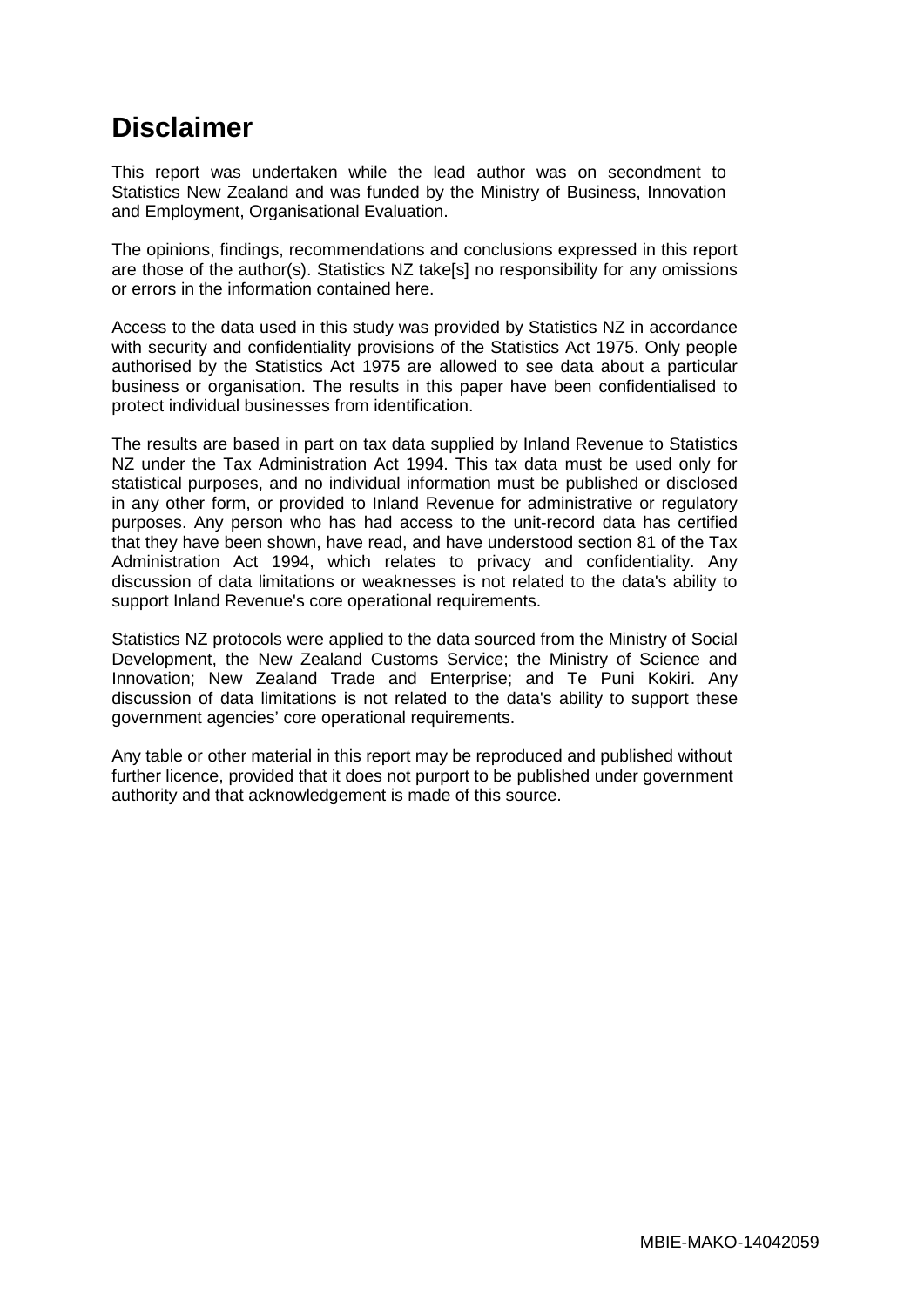# Disclaimer

This report was undertaken while the lead author was on secondment to Statistics New Zealand and was funded by the Ministry of Business, Innovation and Employment, Organisational Evaluation.

The opinions, findings, recommendations and conclusions expressed in this report are those of the author(s). Statistics NZ take[s] no responsibility for any omissions or errors in the information contained here.

Access to the data used in this study was provided by Statistics NZ in accordance with security and confidentiality provisions of the Statistics Act 1975. Only people authorised by the Statistics Act 1975 are allowed to see data about a particular business or organisation. The results in this paper have been confidentialised to protect individual businesses from identification.

The results are based in part on tax data supplied by Inland Revenue to Statistics NZ under the Tax Administration Act 1994. This tax data must be used only for statistical purposes, and no individual information must be published or disclosed in any other form, or provided to Inland Revenue for administrative or regulatory purposes. Any person who has had access to the unit-record data has certified that they have been shown, have read, and have understood section 81 of the Tax Administration Act 1994, which relates to privacy and confidentiality. Any discussion of data limitations or weaknesses is not related to the data's ability to support Inland Revenue's core operational requirements.

Statistics NZ protocols were applied to the data sourced from the Ministry of Social Development, the New Zealand Customs Service; the Ministry of Science and Innovation; New Zealand Trade and Enterprise; and Te Puni Kokiri. Any discussion of data limitations is not related to the data's ability to support these government agencies' core operational requirements.

Any table or other material in this report may be reproduced and published without further licence, provided that it does not purport to be published under government authority and that acknowledgement is made of this source.

MBIE-MAKO-14042059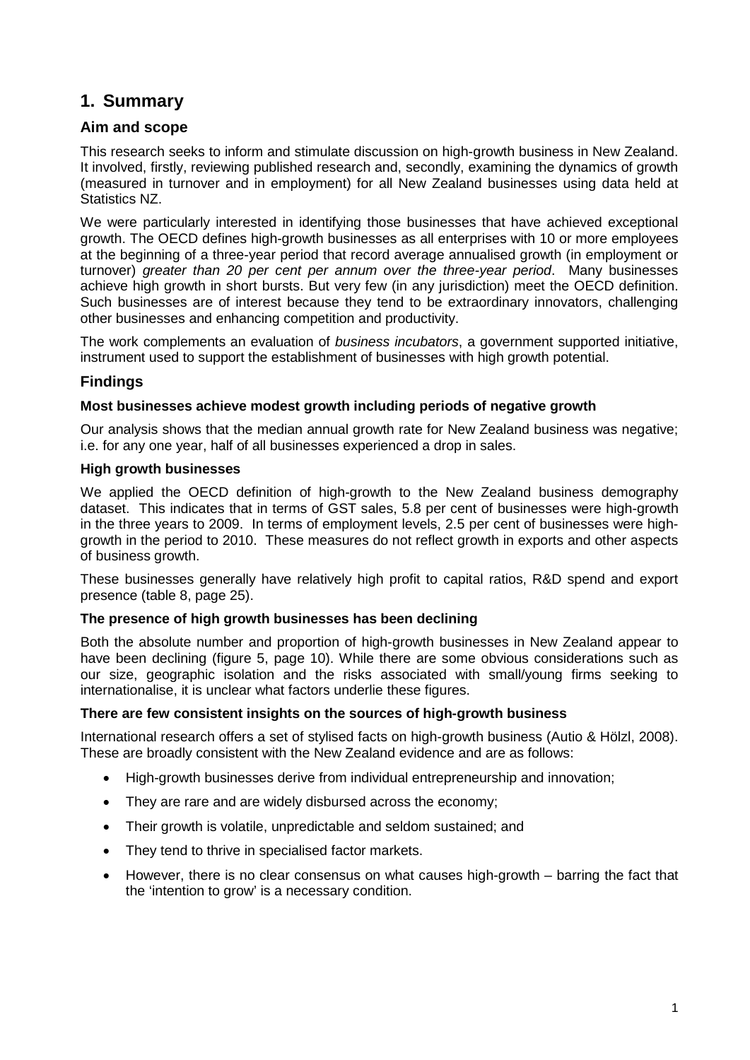# 1. Summary

## Aim and scope

This research seeks to inform and stimulate discussion on high-growth business in New Zealand. It involved, firstly, reviewing published research and, secondly, examining the dynamics of growth (measured in turnover and in employment) for all New Zealand businesses using data held at Statistics NZ.

We were particularly interested in identifying those businesses that have achieved exceptional growth. The OECD defines high-growth businesses as all enterprises with 10 or more employees at the beginning of a three-year period that record average annualised growth (in employment or turnover) *greater than 20 per cent per annum over the three-year period*. Many businesses achieve high growth in short bursts. But very few (in any jurisdiction) meet the OECD definition. Such businesses are of interest because they tend to be extraordinary innovators, challenging other businesses and enhancing competition and productivity.

The work complements an evaluation of *business incubators*, a government supported initiative, instrument used to support the establishment of businesses with high growth potential.

## Findings

### Most businesses achieve modest growth including periods of negative growth

Our analysis shows that the median annual growth rate for New Zealand business was negative; i.e. for any one year, half of all businesses experienced a drop in sales.

### High growth businesses

We applied the OECD definition of high-growth to the New Zealand business demography dataset. This indicates that in terms of GST sales, 5.8 per cent of businesses were high-growth in the three years to 2009. In terms of employment levels, 2.5 per cent of businesses were high-growth in the period to 2010. These measures do not reflect growth in exports and other aspects of business growth.

These businesses generally have relatively high profit to capital ratios, R&D spend and export presence (table 8, page 25).

### The presence of high growth businesses has been declining

Both the absolute number and proportion of high-growth businesses in New Zealand appear to have been declining (figure 5, page 10). While there are some obvious considerations such as our size, geographic isolation and the risks associated with small/young firms seeking to internationalise, it is unclear what factors underlie these figures.

### There are few consistent insights on the sources of high-growth business

International research offers a set of stylised facts on high-growth business (Autio & Hölzl, 2008). These are broadly consistent with the New Zealand evidence and are as follows:

- High-growth businesses derive from individual entrepreneurship and innovation;
- They are rare and are widely disbursed across the economy;
- Their growth is volatile, unpredictable and seldom sustained; and
- They tend to thrive in specialised factor markets.
- However, there is no clear consensus on what causes high-growth – barring the fact that the 'intention to grow' is a necessary condition.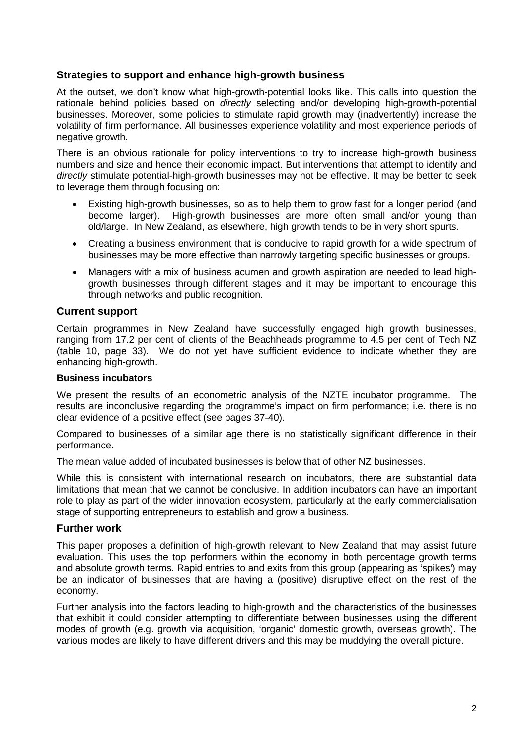## Strategies to support and enhance high-growth business

At the outset, we don't know what high-growth-potential looks like. This calls into question the rationale behind policies based on *directly* selecting and/or developing high-growth-potential businesses. Moreover, some policies to stimulate rapid growth may (inadvertently) increase the volatility of firm performance. All businesses experience volatility and most experience periods of negative growth.

There is an obvious rationale for policy interventions to try to increase high-growth business numbers and size and hence their economic impact. But interventions that attempt to identify and *directly* stimulate potential-high-growth businesses may not be effective. It may be better to seek to leverage them through focusing on:

- Existing high-growth businesses, so as to help them to grow fast for a longer period (and become larger). High-growth businesses are more often small and/or young than old/large. In New Zealand, as elsewhere, high growth tends to be in very short spurts.
- Creating a business environment that is conducive to rapid growth for a wide spectrum of businesses may be more effective than narrowly targeting specific businesses or groups.
- Managers with a mix of business acumen and growth aspiration are needed to lead high-growth businesses through different stages and it may be important to encourage this through networks and public recognition.

## Current support

Certain programmes in New Zealand have successfully engaged high growth businesses, ranging from 17.2 per cent of clients of the Beachheads programme to 4.5 per cent of Tech NZ (table 10, page 33). We do not yet have sufficient evidence to indicate whether they are enhancing high-growth.

### Business incubators

We present the results of an econometric analysis of the NZTE incubator programme. The results are inconclusive regarding the programme's impact on firm performance; i.e. there is no clear evidence of a positive effect (see pages 37-40).

Compared to businesses of a similar age there is no statistically significant difference in their performance.

The mean value added of incubated businesses is below that of other NZ businesses.

While this is consistent with international research on incubators, there are substantial data limitations that mean that we cannot be conclusive. In addition incubators can have an important role to play as part of the wider innovation ecosystem, particularly at the early commercialisation stage of supporting entrepreneurs to establish and grow a business.

## Further work

This paper proposes a definition of high-growth relevant to New Zealand that may assist future evaluation. This uses the top performers within the economy in both percentage growth terms and absolute growth terms. Rapid entries to and exits from this group (appearing as 'spikes') may be an indicator of businesses that are having a (positive) disruptive effect on the rest of the economy.

Further analysis into the factors leading to high-growth and the characteristics of the businesses that exhibit it could consider attempting to differentiate between businesses using the different modes of growth (e.g. growth via acquisition, 'organic' domestic growth, overseas growth). The various modes are likely to have different drivers and this may be muddying the overall picture.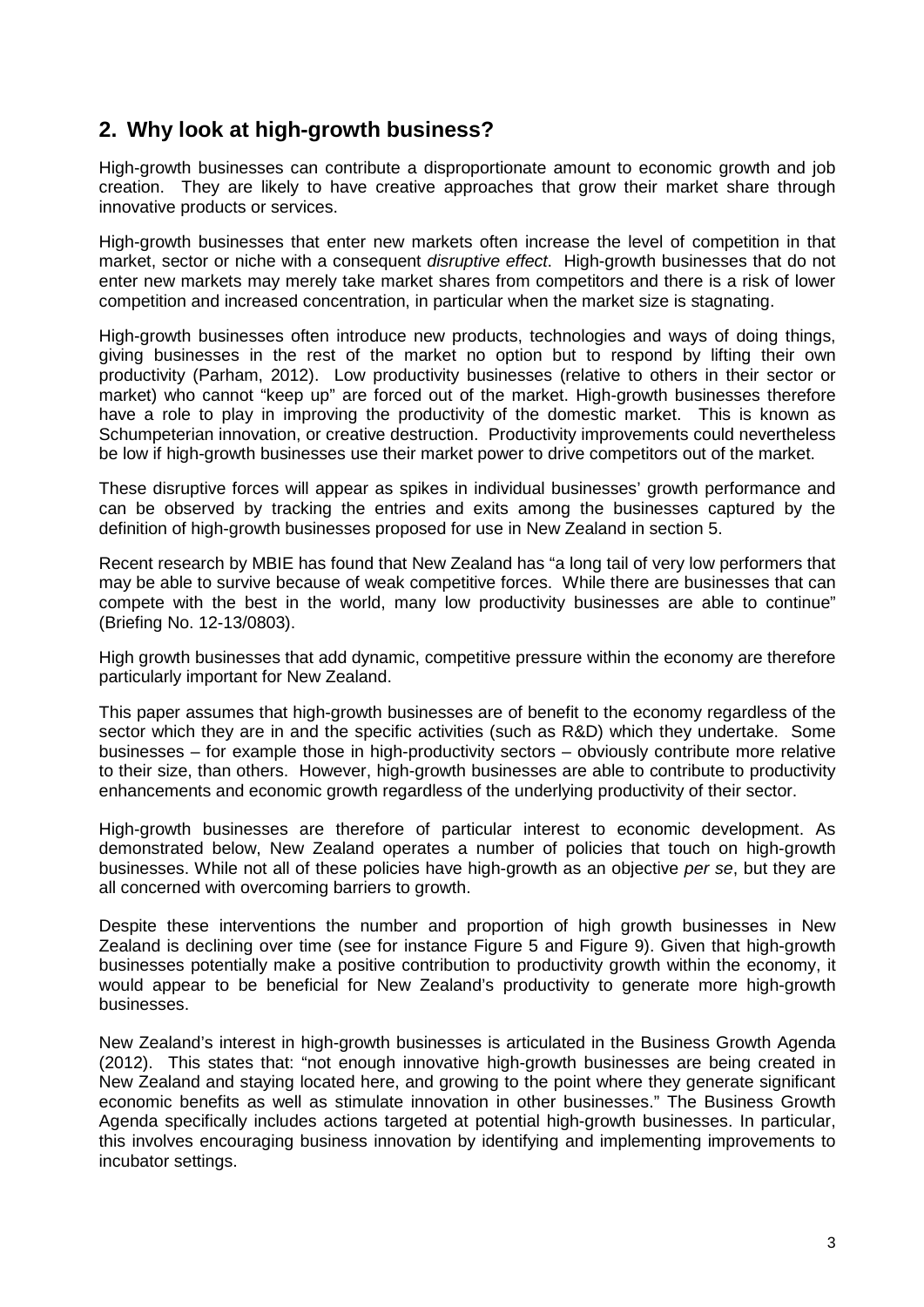## 2. Why look at high-growth business?

High-growth businesses can contribute a disproportionate amount to economic growth and job creation. They are likely to have creative approaches that grow their market share through innovative products or services.

High-growth businesses that enter new markets often increase the level of competition in that market, sector or niche with a consequent *disruptive effect*. High-growth businesses that do not enter new markets may merely take market shares from competitors and there is a risk of lower competition and increased concentration, in particular when the market size is stagnating.

High-growth businesses often introduce new products, technologies and ways of doing things, giving businesses in the rest of the market no option but to respond by lifting their own productivity (Parham, 2012). Low productivity businesses (relative to others in their sector or market) who cannot "keep up" are forced out of the market. High-growth businesses therefore have a role to play in improving the productivity of the domestic market. This is known as Schumpeterian innovation, or creative destruction. Productivity improvements could nevertheless be low if high-growth businesses use their market power to drive competitors out of the market.

These disruptive forces will appear as spikes in individual businesses' growth performance and can be observed by tracking the entries and exits among the businesses captured by the definition of high-growth businesses proposed for use in New Zealand in section 5.

Recent research by MBIE has found that New Zealand has "a long tail of very low performers that may be able to survive because of weak competitive forces. While there are businesses that can compete with the best in the world, many low productivity businesses are able to continue" (Briefing No. 12-13/0803).

High growth businesses that add dynamic, competitive pressure within the economy are therefore particularly important for New Zealand.

This paper assumes that high-growth businesses are of benefit to the economy regardless of the sector which they are in and the specific activities (such as R&D) which they undertake. Some businesses – for example those in high-productivity sectors – obviously contribute more relative to their size, than others. However, high-growth businesses are able to contribute to productivity enhancements and economic growth regardless of the underlying productivity of their sector.

High-growth businesses are therefore of particular interest to economic development. As demonstrated below, New Zealand operates a number of policies that touch on high-growth businesses. While not all of these policies have high-growth as an objective *per se*, but they are all concerned with overcoming barriers to growth.

Despite these interventions the number and proportion of high growth businesses in New Zealand is declining over time (see for instance Figure 5 and Figure 9). Given that high-growth businesses potentially make a positive contribution to productivity growth within the economy, it would appear to be beneficial for New Zealand's productivity to generate more high-growth businesses.

New Zealand's interest in high-growth businesses is articulated in the Business Growth Agenda (2012). This states that: "not enough innovative high-growth businesses are being created in New Zealand and staying located here, and growing to the point where they generate significant economic benefits as well as stimulate innovation in other businesses." The Business Growth Agenda specifically includes actions targeted at potential high-growth businesses. In particular, this involves encouraging business innovation by identifying and implementing improvements to incubator settings.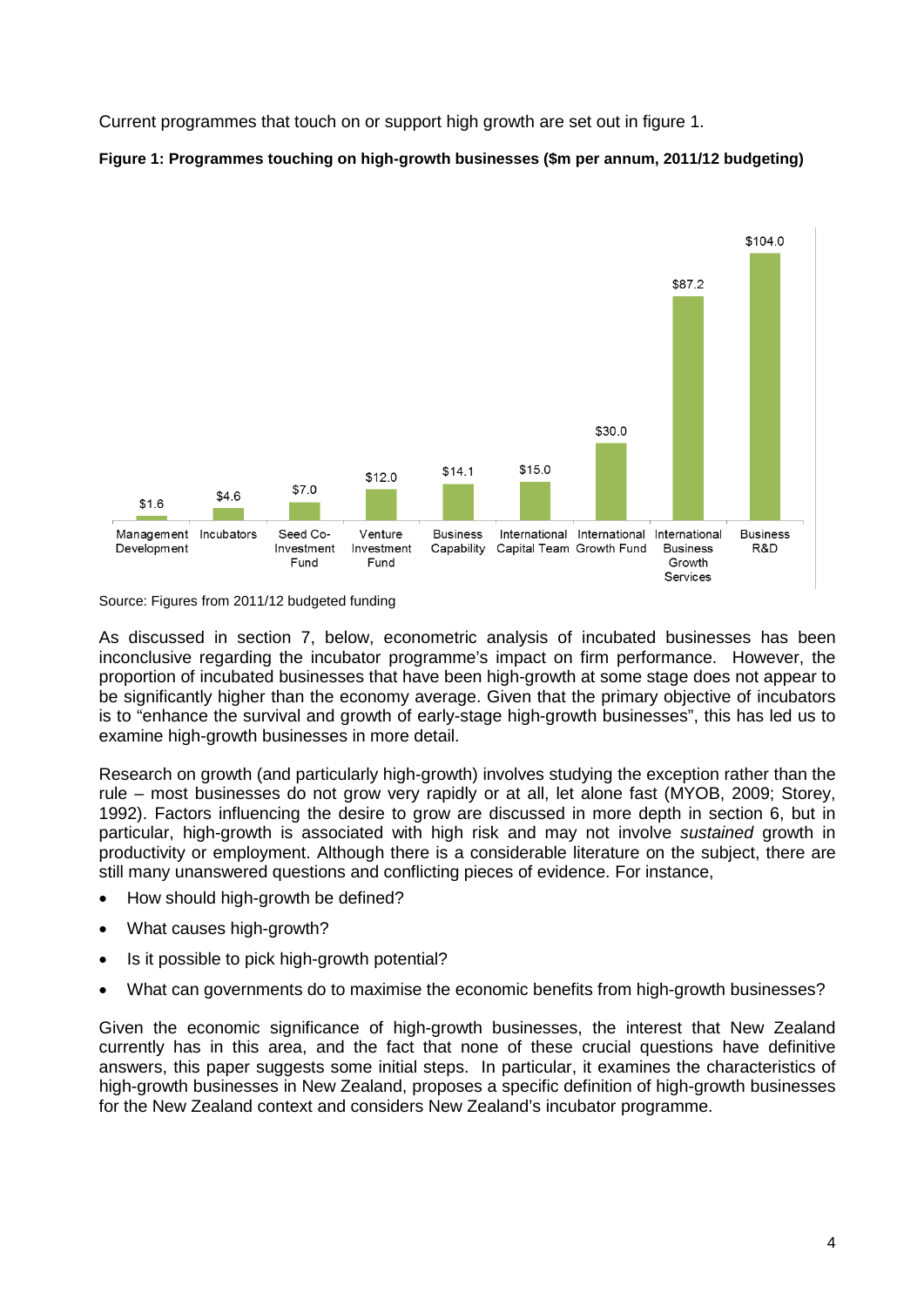Current programmes that touch on or support high growth are set out in figure 1.

**Figure 1: Programmes touching on high-growth businesses ($m per annum, 2011/12 budgeting)**

$1.6
Management Development

$4.6
Incubators

$7.0
Seed Co-Investment Fund

$12.0
Venture Investment Fund

$14.1
Business Capability

$15.0
International Capital Team

$30.0
International Growth Fund

$87.2
International Business Growth Services

$104.0
Business R&D

Source: Figures from 2011/12 budgeted funding

As discussed in section 7, below, econometric analysis of incubated businesses has been inconclusive regarding the incubator programme's impact on firm performance. However, the proportion of incubated businesses that have been high-growth at some stage does not appear to be significantly higher than the economy average. Given that the primary objective of incubators is to "enhance the survival and growth of early-stage high-growth businesses", this has led us to examine high-growth businesses in more detail.

Research on growth (and particularly high-growth) involves studying the exception rather than the rule – most businesses do not grow very rapidly or at all, let alone fast (MYOB, 2009; Storey, 1992). Factors influencing the desire to grow are discussed in more depth in section 6, but in particular, high-growth is associated with high risk and may not involve *sustained* growth in productivity or employment. Although there is a considerable literature on the subject, there are still many unanswered questions and conflicting pieces of evidence. For instance,

- How should high-growth be defined?
- What causes high-growth?
- Is it possible to pick high-growth potential?
- What can governments do to maximise the economic benefits from high-growth businesses?

Given the economic significance of high-growth businesses, the interest that New Zealand currently has in this area, and the fact that none of these crucial questions have definitive answers, this paper suggests some initial steps. In particular, it examines the characteristics of high-growth businesses in New Zealand, proposes a specific definition of high-growth businesses for the New Zealand context and considers New Zealand's incubator programme.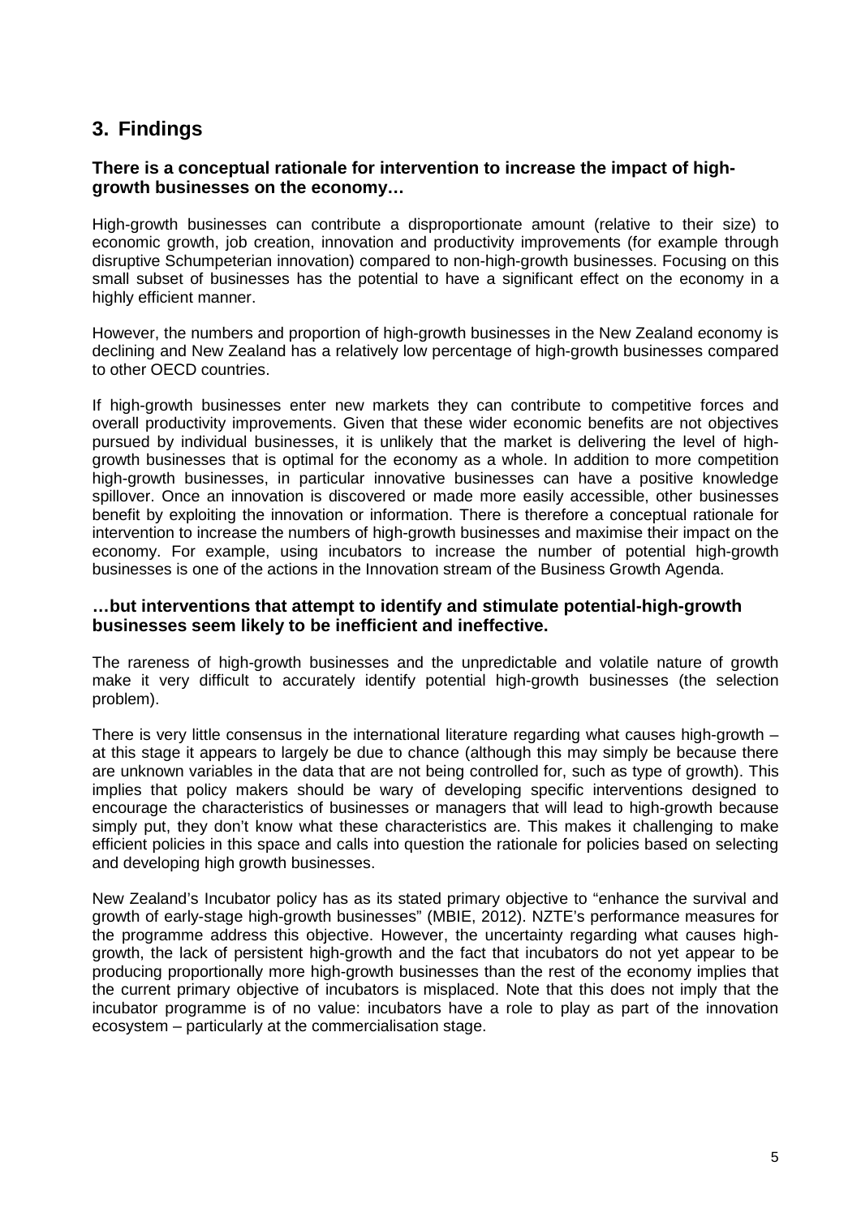## 3. Findings

**There is a conceptual rationale for intervention to increase the impact of high-growth businesses on the economy…**

High-growth businesses can contribute a disproportionate amount (relative to their size) to economic growth, job creation, innovation and productivity improvements (for example through disruptive Schumpeterian innovation) compared to non-high-growth businesses. Focusing on this small subset of businesses has the potential to have a significant effect on the economy in a highly efficient manner.

However, the numbers and proportion of high-growth businesses in the New Zealand economy is declining and New Zealand has a relatively low percentage of high-growth businesses compared to other OECD countries.

If high-growth businesses enter new markets they can contribute to competitive forces and overall productivity improvements. Given that these wider economic benefits are not objectives pursued by individual businesses, it is unlikely that the market is delivering the level of high-growth businesses that is optimal for the economy as a whole. In addition to more competition high-growth businesses, in particular innovative businesses can have a positive knowledge spillover. Once an innovation is discovered or made more easily accessible, other businesses benefit by exploiting the innovation or information. There is therefore a conceptual rationale for intervention to increase the numbers of high-growth businesses and maximise their impact on the economy. For example, using incubators to increase the number of potential high-growth businesses is one of the actions in the Innovation stream of the Business Growth Agenda.

**…but interventions that attempt to identify and stimulate potential-high-growth businesses seem likely to be inefficient and ineffective.**

The rareness of high-growth businesses and the unpredictable and volatile nature of growth make it very difficult to accurately identify potential high-growth businesses (the selection problem).

There is very little consensus in the international literature regarding what causes high-growth – at this stage it appears to largely be due to chance (although this may simply be because there are unknown variables in the data that are not being controlled for, such as type of growth). This implies that policy makers should be wary of developing specific interventions designed to encourage the characteristics of businesses or managers that will lead to high-growth because simply put, they don't know what these characteristics are. This makes it challenging to make efficient policies in this space and calls into question the rationale for policies based on selecting and developing high growth businesses.

New Zealand's Incubator policy has as its stated primary objective to "enhance the survival and growth of early-stage high-growth businesses" (MBIE, 2012). NZTE's performance measures for the programme address this objective. However, the uncertainty regarding what causes high-growth, the lack of persistent high-growth and the fact that incubators do not yet appear to be producing proportionally more high-growth businesses than the rest of the economy implies that the current primary objective of incubators is misplaced. Note that this does not imply that the incubator programme is of no value: incubators have a role to play as part of the innovation ecosystem – particularly at the commercialisation stage.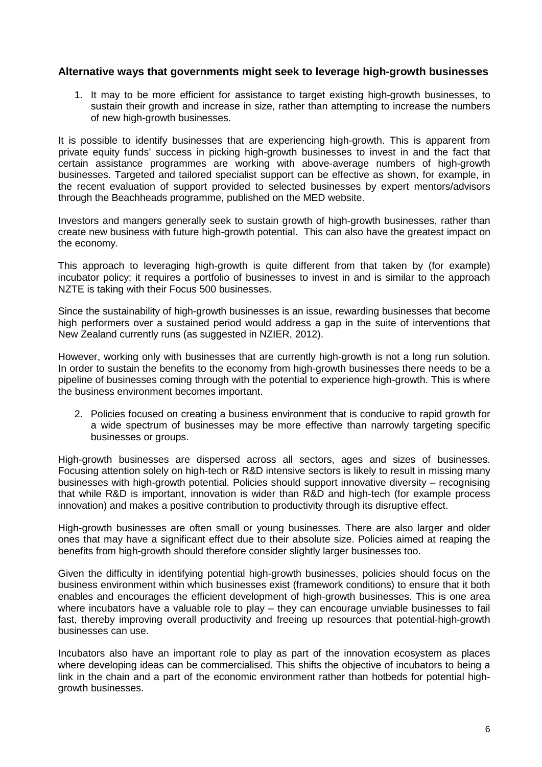### Alternative ways that governments might seek to leverage high-growth businesses

1. It may to be more efficient for assistance to target existing high-growth businesses, to sustain their growth and increase in size, rather than attempting to increase the numbers of new high-growth businesses.

It is possible to identify businesses that are experiencing high-growth. This is apparent from private equity funds' success in picking high-growth businesses to invest in and the fact that certain assistance programmes are working with above-average numbers of high-growth businesses. Targeted and tailored specialist support can be effective as shown, for example, in the recent evaluation of support provided to selected businesses by expert mentors/advisors through the Beachheads programme, published on the MED website.

Investors and mangers generally seek to sustain growth of high-growth businesses, rather than create new business with future high-growth potential. This can also have the greatest impact on the economy.

This approach to leveraging high-growth is quite different from that taken by (for example) incubator policy; it requires a portfolio of businesses to invest in and is similar to the approach NZTE is taking with their Focus 500 businesses.

Since the sustainability of high-growth businesses is an issue, rewarding businesses that become high performers over a sustained period would address a gap in the suite of interventions that New Zealand currently runs (as suggested in NZIER, 2012).

However, working only with businesses that are currently high-growth is not a long run solution. In order to sustain the benefits to the economy from high-growth businesses there needs to be a pipeline of businesses coming through with the potential to experience high-growth. This is where the business environment becomes important.

2. Policies focused on creating a business environment that is conducive to rapid growth for a wide spectrum of businesses may be more effective than narrowly targeting specific businesses or groups.

High-growth businesses are dispersed across all sectors, ages and sizes of businesses. Focusing attention solely on high-tech or R&D intensive sectors is likely to result in missing many businesses with high-growth potential. Policies should support innovative diversity – recognising that while R&D is important, innovation is wider than R&D and high-tech (for example process innovation) and makes a positive contribution to productivity through its disruptive effect.

High-growth businesses are often small or young businesses. There are also larger and older ones that may have a significant effect due to their absolute size. Policies aimed at reaping the benefits from high-growth should therefore consider slightly larger businesses too.

Given the difficulty in identifying potential high-growth businesses, policies should focus on the business environment within which businesses exist (framework conditions) to ensure that it both enables and encourages the efficient development of high-growth businesses. This is one area where incubators have a valuable role to play – they can encourage unviable businesses to fail fast, thereby improving overall productivity and freeing up resources that potential-high-growth businesses can use.

Incubators also have an important role to play as part of the innovation ecosystem as places where developing ideas can be commercialised. This shifts the objective of incubators to being a link in the chain and a part of the economic environment rather than hotbeds for potential high-growth businesses.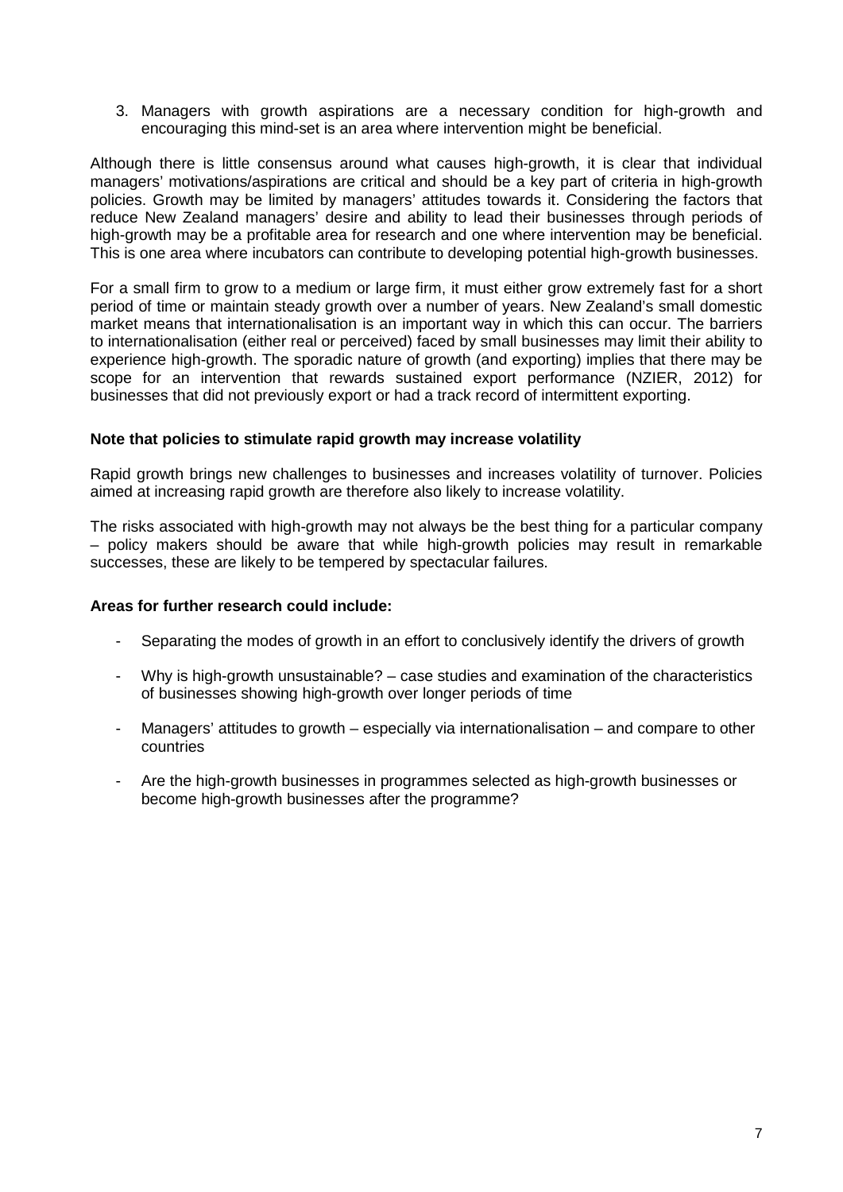3. Managers with growth aspirations are a necessary condition for high-growth and encouraging this mind-set is an area where intervention might be beneficial.

Although there is little consensus around what causes high-growth, it is clear that individual managers' motivations/aspirations are critical and should be a key part of criteria in high-growth policies. Growth may be limited by managers' attitudes towards it. Considering the factors that reduce New Zealand managers' desire and ability to lead their businesses through periods of high-growth may be a profitable area for research and one where intervention may be beneficial. This is one area where incubators can contribute to developing potential high-growth businesses.

For a small firm to grow to a medium or large firm, it must either grow extremely fast for a short period of time or maintain steady growth over a number of years. New Zealand's small domestic market means that internationalisation is an important way in which this can occur. The barriers to internationalisation (either real or perceived) faced by small businesses may limit their ability to experience high-growth. The sporadic nature of growth (and exporting) implies that there may be scope for an intervention that rewards sustained export performance (NZIER, 2012) for businesses that did not previously export or had a track record of intermittent exporting.

**Note that policies to stimulate rapid growth may increase volatility**

Rapid growth brings new challenges to businesses and increases volatility of turnover. Policies aimed at increasing rapid growth are therefore also likely to increase volatility.

The risks associated with high-growth may not always be the best thing for a particular company – policy makers should be aware that while high-growth policies may result in remarkable successes, these are likely to be tempered by spectacular failures.

**Areas for further research could include:**

- Separating the modes of growth in an effort to conclusively identify the drivers of growth
- Why is high-growth unsustainable? – case studies and examination of the characteristics of businesses showing high-growth over longer periods of time
- Managers' attitudes to growth – especially via internationalisation – and compare to other countries
- Are the high-growth businesses in programmes selected as high-growth businesses or become high-growth businesses after the programme?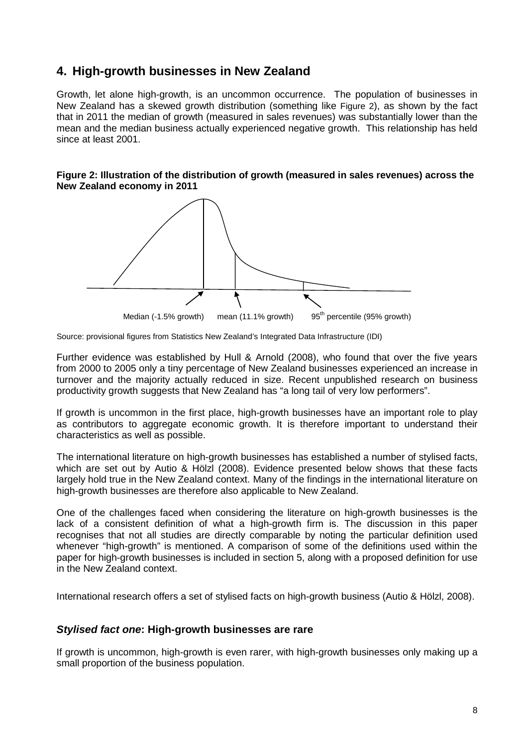## 4. High-growth businesses in New Zealand

Growth, let alone high-growth, is an uncommon occurrence. The population of businesses in New Zealand has a skewed growth distribution (something like Figure 2), as shown by the fact that in 2011 the median of growth (measured in sales revenues) was substantially lower than the mean and the median business actually experienced negative growth. This relationship has held since at least 2001.

**Figure 2: Illustration of the distribution of growth (measured in sales revenues) across the New Zealand economy in 2011**

Median (-1.5% growth)

mean (11.1% growth)

95th percentile (95% growth)

Source: provisional figures from Statistics New Zealand's Integrated Data Infrastructure (IDI)

Further evidence was established by Hull & Arnold (2008), who found that over the five years from 2000 to 2005 only a tiny percentage of New Zealand businesses experienced an increase in turnover and the majority actually reduced in size. Recent unpublished research on business productivity growth suggests that New Zealand has "a long tail of very low performers".

If growth is uncommon in the first place, high-growth businesses have an important role to play as contributors to aggregate economic growth. It is therefore important to understand their characteristics as well as possible.

The international literature on high-growth businesses has established a number of stylised facts, which are set out by Autio & Hölzl (2008). Evidence presented below shows that these facts largely hold true in the New Zealand context. Many of the findings in the international literature on high-growth businesses are therefore also applicable to New Zealand.

One of the challenges faced when considering the literature on high-growth businesses is the lack of a consistent definition of what a high-growth firm is. The discussion in this paper recognises that not all studies are directly comparable by noting the particular definition used whenever "high-growth" is mentioned. A comparison of some of the definitions used within the paper for high-growth businesses is included in section 5, along with a proposed definition for use in the New Zealand context.

International research offers a set of stylised facts on high-growth business (Autio & Hölzl, 2008).

### *Stylised fact one*: High-growth businesses are rare

If growth is uncommon, high-growth is even rarer, with high-growth businesses only making up a small proportion of the business population.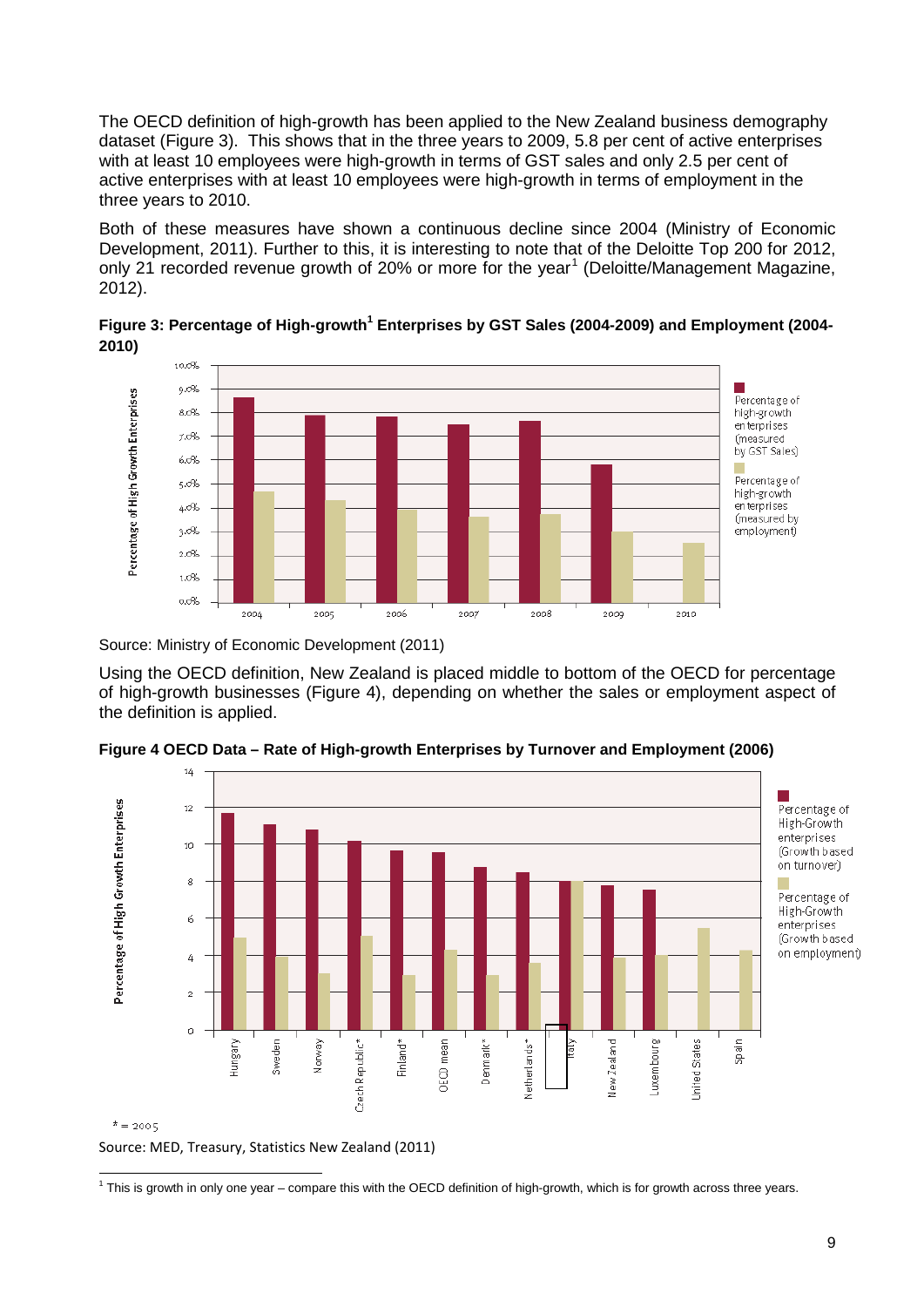The OECD definition of high-growth has been applied to the New Zealand business demography dataset (Figure 3). This shows that in the three years to 2009, 5.8 per cent of active enterprises with at least 10 employees were high-growth in terms of GST sales and only 2.5 per cent of active enterprises with at least 10 employees were high-growth in terms of employment in the three years to 2010.

Both of these measures have shown a continuous decline since 2004 (Ministry of Economic Development, 2011). Further to this, it is interesting to note that of the Deloitte Top 200 for 2012, only 21 recorded revenue growth of 20% or more for the year[1] (Deloitte/Management Magazine, 2012).

**Figure 3: Percentage of High-growth[1] Enterprises by GST Sales (2004-2009) and Employment (2004-2010)**

Percentage of High Growth Enterprises

10.0%
9.0%
8.0%
7.0%
6.0%
5.0%
4.0%
3.0%
2.0%
1.0%
0.0%

2004
2005
2006
2007
2008
2009
2010

Percentage of high-growth enterprises (measured by GST Sales)

Percentage of high-growth enterprises (measured by employment)

Source: Ministry of Economic Development (2011)

Using the OECD definition, New Zealand is placed middle to bottom of the OECD for percentage of high-growth businesses (Figure 4), depending on whether the sales or employment aspect of the definition is applied.

**Figure 4 OECD Data – Rate of High-growth Enterprises by Turnover and Employment (2006)**

Percentage of High Growth Enterprises

14
12
10
8
6
4
2
0

Hungary
Sweden
Norway
Czech Republic*
Finland*
OECD mean
Denmark*
Netherlands*
Italy
New Zealand
Luxembourg
United States
Spain

Percentage of High-Growth enterprises (Growth based on turnover)

Percentage of High-Growth enterprises (Growth based on employment)

* = 2005

Source: MED, Treasury, Statistics New Zealand (2011)

[1] This is growth in only one year – compare this with the OECD definition of high-growth, which is for growth across three years.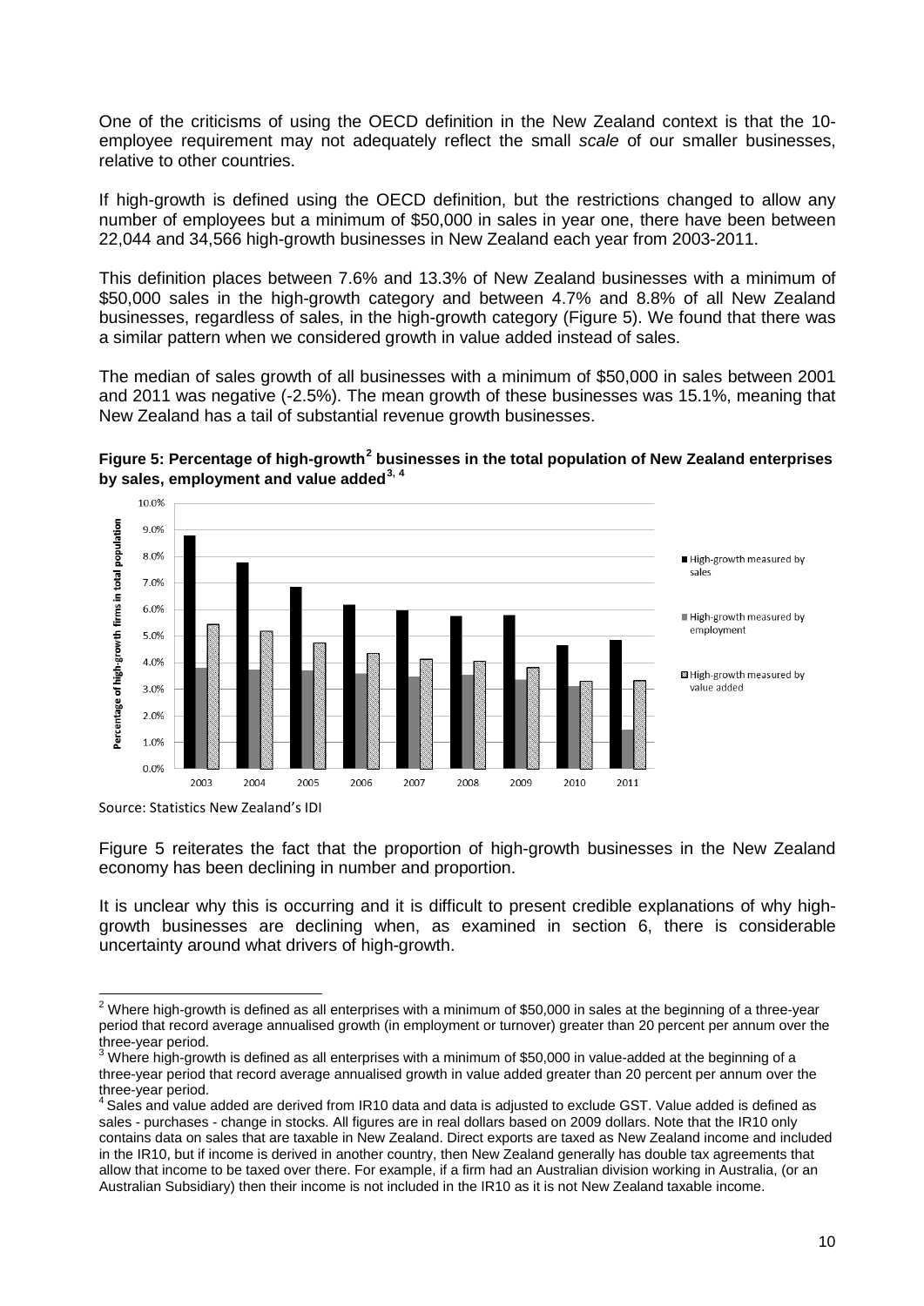One of the criticisms of using the OECD definition in the New Zealand context is that the 10-employee requirement may not adequately reflect the small *scale* of our smaller businesses, relative to other countries.

If high-growth is defined using the OECD definition, but the restrictions changed to allow any number of employees but a minimum of $50,000 in sales in year one, there have been between 22,044 and 34,566 high-growth businesses in New Zealand each year from 2003-2011.

This definition places between 7.6% and 13.3% of New Zealand businesses with a minimum of $50,000 sales in the high-growth category and between 4.7% and 8.8% of all New Zealand businesses, regardless of sales, in the high-growth category (Figure 5). We found that there was a similar pattern when we considered growth in value added instead of sales.

The median of sales growth of all businesses with a minimum of $50,000 in sales between 2001 and 2011 was negative (-2.5%). The mean growth of these businesses was 15.1%, meaning that New Zealand has a tail of substantial revenue growth businesses.

**Figure 5: Percentage of high-growth[2] businesses in the total population of New Zealand enterprises by sales, employment and value added[3, 4]**

Percentage of high-growth firms in total population

10.0%
9.0%
8.0%
7.0%
6.0%
5.0%
4.0%
3.0%
2.0%
1.0%
0.0%

2003 2004 2005 2006 2007 2008 2009 2010 2011

High-growth measured by sales

High-growth measured by employment

High-growth measured by value added

Source: Statistics New Zealand's IDI

Figure 5 reiterates the fact that the proportion of high-growth businesses in the New Zealand economy has been declining in number and proportion.

It is unclear why this is occurring and it is difficult to present credible explanations of why high-growth businesses are declining when, as examined in section 6, there is considerable uncertainty around what drivers of high-growth.

---

[2] Where high-growth is defined as all enterprises with a minimum of $50,000 in sales at the beginning of a three-year period that record average annualised growth (in employment or turnover) greater than 20 percent per annum over the three-year period.

[3] Where high-growth is defined as all enterprises with a minimum of $50,000 in value-added at the beginning of a three-year period that record average annualised growth in value added greater than 20 percent per annum over the three-year period.

[4] Sales and value added are derived from IR10 data and data is adjusted to exclude GST. Value added is defined as sales - purchases - change in stocks. All figures are in real dollars based on 2009 dollars. Note that the IR10 only contains data on sales that are taxable in New Zealand. Direct exports are taxed as New Zealand income and included in the IR10, but if income is derived in another country, then New Zealand generally has double tax agreements that allow that income to be taxed over there. For example, if a firm had an Australian division working in Australia, (or an Australian Subsidiary) then their income is not included in the IR10 as it is not New Zealand taxable income.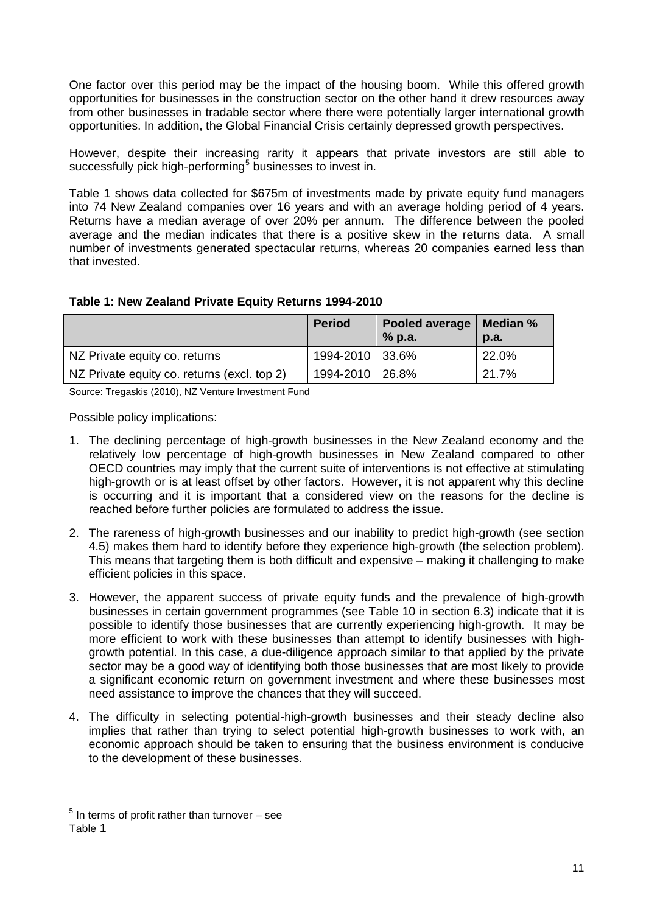One factor over this period may be the impact of the housing boom. While this offered growth opportunities for businesses in the construction sector on the other hand it drew resources away from other businesses in tradable sector where there were potentially larger international growth opportunities. In addition, the Global Financial Crisis certainly depressed growth perspectives.

However, despite their increasing rarity it appears that private investors are still able to successfully pick high-performing[5] businesses to invest in.

Table 1 shows data collected for $675m of investments made by private equity fund managers into 74 New Zealand companies over 16 years and with an average holding period of 4 years. Returns have a median average of over 20% per annum. The difference between the pooled average and the median indicates that there is a positive skew in the returns data. A small number of investments generated spectacular returns, whereas 20 companies earned less than that invested.

**Table 1: New Zealand Private Equity Returns 1994-2010**

| | Period | Pooled average % p.a. | Median % p.a. |
|---|---|---|---|
| NZ Private equity co. returns | 1994-2010 | 33.6% | 22.0% |
| NZ Private equity co. returns (excl. top 2) | 1994-2010 | 26.8% | 21.7% |

Source: Tregaskis (2010), NZ Venture Investment Fund

Possible policy implications:

1. The declining percentage of high-growth businesses in the New Zealand economy and the relatively low percentage of high-growth businesses in New Zealand compared to other OECD countries may imply that the current suite of interventions is not effective at stimulating high-growth or is at least offset by other factors. However, it is not apparent why this decline is occurring and it is important that a considered view on the reasons for the decline is reached before further policies are formulated to address the issue.
2. The rareness of high-growth businesses and our inability to predict high-growth (see section 4.5) makes them hard to identify before they experience high-growth (the selection problem). This means that targeting them is both difficult and expensive – making it challenging to make efficient policies in this space.
3. However, the apparent success of private equity funds and the prevalence of high-growth businesses in certain government programmes (see Table 10 in section 6.3) indicate that it is possible to identify those businesses that are currently experiencing high-growth. It may be more efficient to work with these businesses than attempt to identify businesses with high-growth potential. In this case, a due-diligence approach similar to that applied by the private sector may be a good way of identifying both those businesses that are most likely to provide a significant economic return on government investment and where these businesses most need assistance to improve the chances that they will succeed.
4. The difficulty in selecting potential-high-growth businesses and their steady decline also implies that rather than trying to select potential high-growth businesses to work with, an economic approach should be taken to ensuring that the business environment is conducive to the development of these businesses.

[5] In terms of profit rather than turnover – see Table 1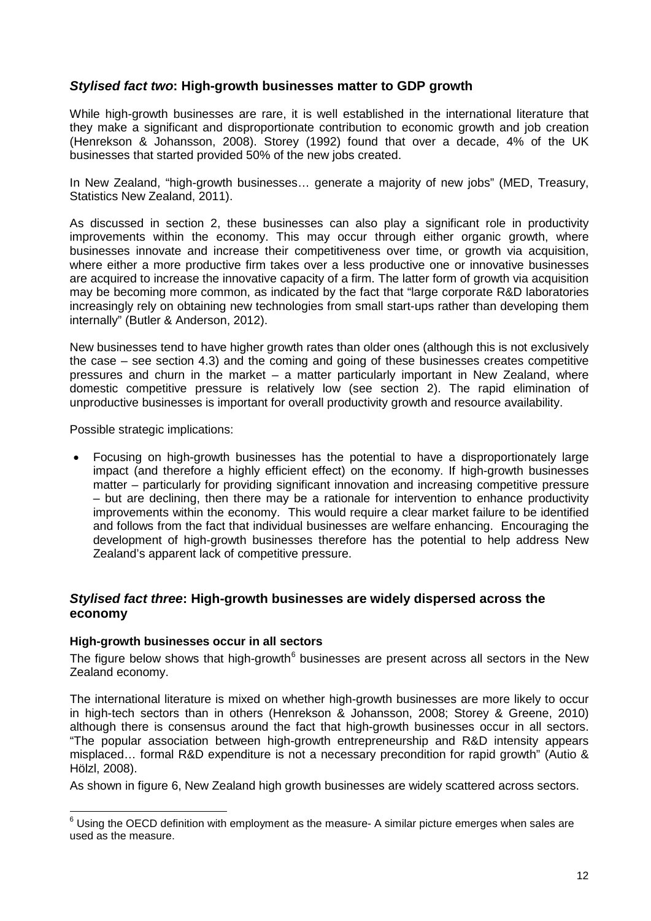### *Stylised fact two*: High-growth businesses matter to GDP growth

While high-growth businesses are rare, it is well established in the international literature that they make a significant and disproportionate contribution to economic growth and job creation (Henrekson & Johansson, 2008). Storey (1992) found that over a decade, 4% of the UK businesses that started provided 50% of the new jobs created.

In New Zealand, "high-growth businesses… generate a majority of new jobs" (MED, Treasury, Statistics New Zealand, 2011).

As discussed in section 2, these businesses can also play a significant role in productivity improvements within the economy. This may occur through either organic growth, where businesses innovate and increase their competitiveness over time, or growth via acquisition, where either a more productive firm takes over a less productive one or innovative businesses are acquired to increase the innovative capacity of a firm. The latter form of growth via acquisition may be becoming more common, as indicated by the fact that "large corporate R&D laboratories increasingly rely on obtaining new technologies from small start-ups rather than developing them internally" (Butler & Anderson, 2012).

New businesses tend to have higher growth rates than older ones (although this is not exclusively the case – see section 4.3) and the coming and going of these businesses creates competitive pressures and churn in the market – a matter particularly important in New Zealand, where domestic competitive pressure is relatively low (see section 2). The rapid elimination of unproductive businesses is important for overall productivity growth and resource availability.

Possible strategic implications:

- Focusing on high-growth businesses has the potential to have a disproportionately large impact (and therefore a highly efficient effect) on the economy. If high-growth businesses matter – particularly for providing significant innovation and increasing competitive pressure – but are declining, then there may be a rationale for intervention to enhance productivity improvements within the economy. This would require a clear market failure to be identified and follows from the fact that individual businesses are welfare enhancing. Encouraging the development of high-growth businesses therefore has the potential to help address New Zealand's apparent lack of competitive pressure.

### *Stylised fact three*: High-growth businesses are widely dispersed across the economy

#### High-growth businesses occur in all sectors

The figure below shows that high-growth[6] businesses are present across all sectors in the New Zealand economy.

The international literature is mixed on whether high-growth businesses are more likely to occur in high-tech sectors than in others (Henrekson & Johansson, 2008; Storey & Greene, 2010) although there is consensus around the fact that high-growth businesses occur in all sectors. "The popular association between high-growth entrepreneurship and R&D intensity appears misplaced… formal R&D expenditure is not a necessary precondition for rapid growth" (Autio & Hölzl, 2008).

As shown in figure 6, New Zealand high growth businesses are widely scattered across sectors.

[6] Using the OECD definition with employment as the measure- A similar picture emerges when sales are used as the measure.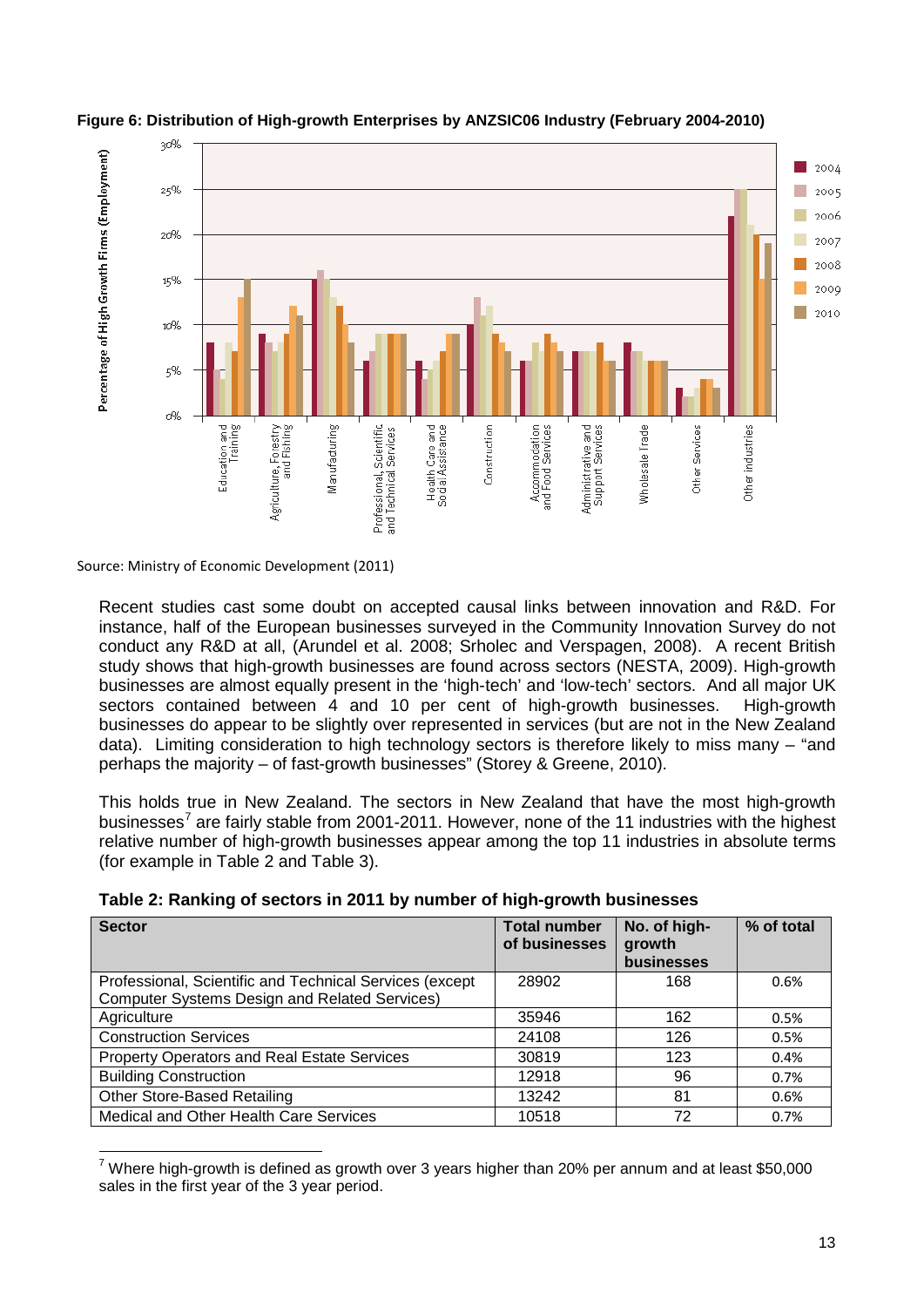**Figure 6: Distribution of High-growth Enterprises by ANZSIC06 Industry (February 2004-2010)**

Percentage of High Growth Firms (Employment)

30%
25%
20%
15%
10%
5%
0%

2004
2005
2006
2007
2008
2009
2010

Education and Training
Agriculture, Forestry and Fishing
Manufacturing
Professional, Scientific and Technical Services
Health Care and Social Assistance
Construction
Accommodation and Food Services
Administrative and Support Services
Wholesale Trade
Other Services
Other industries

Source: Ministry of Economic Development (2011)

Recent studies cast some doubt on accepted causal links between innovation and R&D. For instance, half of the European businesses surveyed in the Community Innovation Survey do not conduct any R&D at all, (Arundel et al. 2008; Srholec and Verspagen, 2008). A recent British study shows that high-growth businesses are found across sectors (NESTA, 2009). High-growth businesses are almost equally present in the 'high-tech' and 'low-tech' sectors. And all major UK sectors contained between 4 and 10 per cent of high-growth businesses. High-growth businesses do appear to be slightly over represented in services (but are not in the New Zealand data). Limiting consideration to high technology sectors is therefore likely to miss many – "and perhaps the majority – of fast-growth businesses" (Storey & Greene, 2010).

This holds true in New Zealand. The sectors in New Zealand that have the most high-growth businesses[7] are fairly stable from 2001-2011. However, none of the 11 industries with the highest relative number of high-growth businesses appear among the top 11 industries in absolute terms (for example in Table 2 and Table 3).

**Table 2: Ranking of sectors in 2011 by number of high-growth businesses**

| Sector | Total number of businesses | No. of high-growth businesses | % of total |
|---|---|---|---|
| Professional, Scientific and Technical Services (except Computer Systems Design and Related Services) | 28902 | 168 | 0.6% |
| Agriculture | 35946 | 162 | 0.5% |
| Construction Services | 24108 | 126 | 0.5% |
| Property Operators and Real Estate Services | 30819 | 123 | 0.4% |
| Building Construction | 12918 | 96 | 0.7% |
| Other Store-Based Retailing | 13242 | 81 | 0.6% |
| Medical and Other Health Care Services | 10518 | 72 | 0.7% |

[7] Where high-growth is defined as growth over 3 years higher than 20% per annum and at least $50,000 sales in the first year of the 3 year period.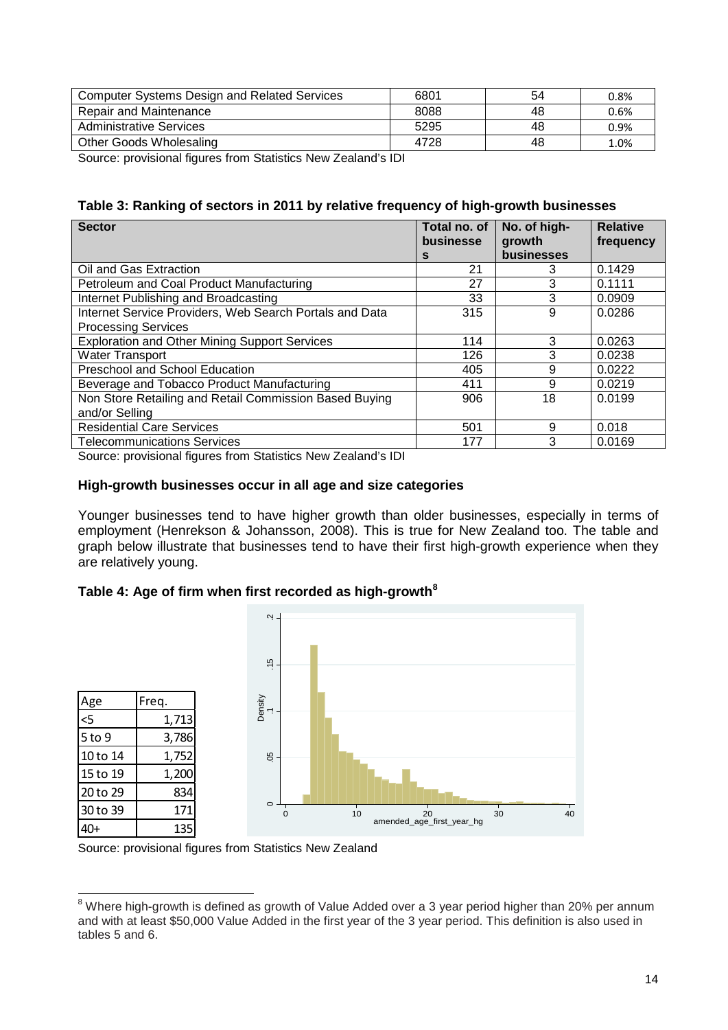| | | | |
|---|---|---|---|
| Computer Systems Design and Related Services | 6801 | 54 | 0.8% |
| Repair and Maintenance | 8088 | 48 | 0.6% |
| Administrative Services | 5295 | 48 | 0.9% |
| Other Goods Wholesaling | 4728 | 48 | 1.0% |

Source: provisional figures from Statistics New Zealand's IDI

**Table 3: Ranking of sectors in 2011 by relative frequency of high-growth businesses**

| Sector | Total no. of businesses | No. of high-growth businesses | Relative frequency |
|---|---|---|---|
| Oil and Gas Extraction | 21 | 3 | 0.1429 |
| Petroleum and Coal Product Manufacturing | 27 | 3 | 0.1111 |
| Internet Publishing and Broadcasting | 33 | 3 | 0.0909 |
| Internet Service Providers, Web Search Portals and Data Processing Services | 315 | 9 | 0.0286 |
| Exploration and Other Mining Support Services | 114 | 3 | 0.0263 |
| Water Transport | 126 | 3 | 0.0238 |
| Preschool and School Education | 405 | 9 | 0.0222 |
| Beverage and Tobacco Product Manufacturing | 411 | 9 | 0.0219 |
| Non Store Retailing and Retail Commission Based Buying and/or Selling | 906 | 18 | 0.0199 |
| Residential Care Services | 501 | 9 | 0.018 |
| Telecommunications Services | 177 | 3 | 0.0169 |

Source: provisional figures from Statistics New Zealand's IDI

### High-growth businesses occur in all age and size categories

Younger businesses tend to have higher growth than older businesses, especially in terms of employment (Henrekson & Johansson, 2008). This is true for New Zealand too. The table and graph below illustrate that businesses tend to have their first high-growth experience when they are relatively young.

**Table 4: Age of firm when first recorded as high-growth[8]**

| Age | Freq. |
|---|---|
| <5 | 1,713 |
| 5 to 9 | 3,786 |
| 10 to 14 | 1,752 |
| 15 to 19 | 1,200 |
| 20 to 29 | 834 |
| 30 to 39 | 171 |
| 40+ | 135 |

Density

0
.05
.1
.15
.2

0
10
20
30
40

amended_age_first_year_hg

Source: provisional figures from Statistics New Zealand

[8] Where high-growth is defined as growth of Value Added over a 3 year period higher than 20% per annum and with at least $50,000 Value Added in the first year of the 3 year period. This definition is also used in tables 5 and 6.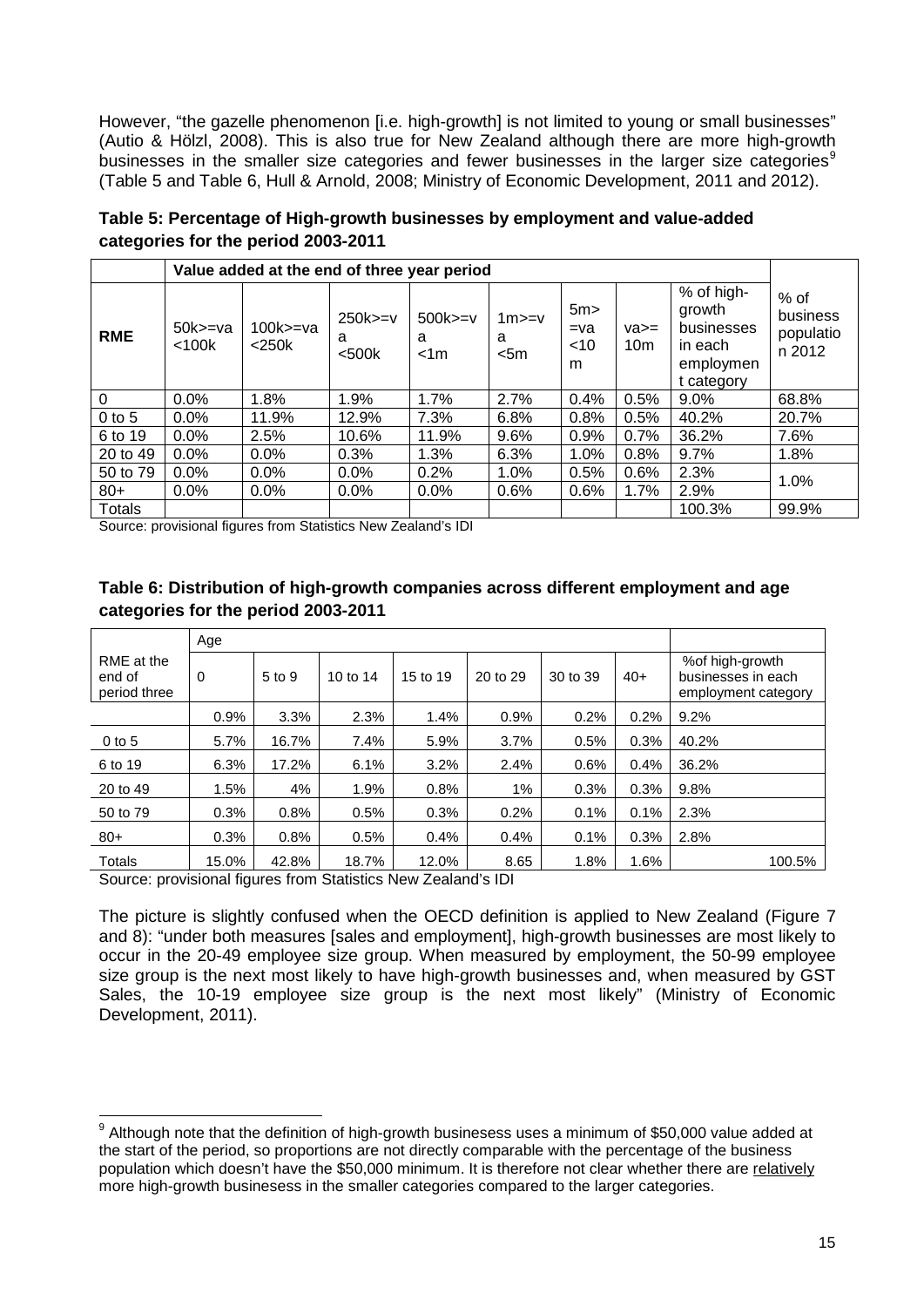However, "the gazelle phenomenon [i.e. high-growth] is not limited to young or small businesses" (Autio & Hölzl, 2008). This is also true for New Zealand although there are more high-growth businesses in the smaller size categories and fewer businesses in the larger size categories[9] (Table 5 and Table 6, Hull & Arnold, 2008; Ministry of Economic Development, 2011 and 2012).

**Table 5: Percentage of High-growth businesses by employment and value-added categories for the period 2003-2011**

| | Value added at the end of three year period | | | | | | | | |
|---|---|---|---|---|---|---|---|---|---|
| **RME** | 50k>=va <100k | 100k>=va <250k | 250k>=va <500k | 500k>=va <1m | 1m>=va <5m | 5m>=va <10m | va>= 10m | % of high-growth businesses in each employment category | % of business population 2012 |
| 0 | 0.0% | 1.8% | 1.9% | 1.7% | 2.7% | 0.4% | 0.5% | 9.0% | 68.8% |
| 0 to 5 | 0.0% | 11.9% | 12.9% | 7.3% | 6.8% | 0.8% | 0.5% | 40.2% | 20.7% |
| 6 to 19 | 0.0% | 2.5% | 10.6% | 11.9% | 9.6% | 0.9% | 0.7% | 36.2% | 7.6% |
| 20 to 49 | 0.0% | 0.0% | 0.3% | 1.3% | 6.3% | 1.0% | 0.8% | 9.7% | 1.8% |
| 50 to 79 | 0.0% | 0.0% | 0.0% | 0.2% | 1.0% | 0.5% | 0.6% | 2.3% | 1.0% |
| 80+ | 0.0% | 0.0% | 0.0% | 0.0% | 0.6% | 0.6% | 1.7% | 2.9% | |
| Totals | | | | | | | | 100.3% | 99.9% |

Source: provisional figures from Statistics New Zealand's IDI

**Table 6: Distribution of high-growth companies across different employment and age categories for the period 2003-2011**

| | Age | | | | | | | |
|---|---|---|---|---|---|---|---|---|
| RME at the end of period three | 0 | 5 to 9 | 10 to 14 | 15 to 19 | 20 to 29 | 30 to 39 | 40+ | %of high-growth businesses in each employment category |
| | 0.9% | 3.3% | 2.3% | 1.4% | 0.9% | 0.2% | 0.2% | 9.2% |
| 0 to 5 | 5.7% | 16.7% | 7.4% | 5.9% | 3.7% | 0.5% | 0.3% | 40.2% |
| 6 to 19 | 6.3% | 17.2% | 6.1% | 3.2% | 2.4% | 0.6% | 0.4% | 36.2% |
| 20 to 49 | 1.5% | 4% | 1.9% | 0.8% | 1% | 0.3% | 0.3% | 9.8% |
| 50 to 79 | 0.3% | 0.8% | 0.5% | 0.3% | 0.2% | 0.1% | 0.1% | 2.3% |
| 80+ | 0.3% | 0.8% | 0.5% | 0.4% | 0.4% | 0.1% | 0.3% | 2.8% |
| Totals | 15.0% | 42.8% | 18.7% | 12.0% | 8.65 | 1.8% | 1.6% | 100.5% |

Source: provisional figures from Statistics New Zealand's IDI

The picture is slightly confused when the OECD definition is applied to New Zealand (Figure 7 and 8): "under both measures [sales and employment], high-growth businesses are most likely to occur in the 20-49 employee size group. When measured by employment, the 50-99 employee size group is the next most likely to have high-growth businesses and, when measured by GST Sales, the 10-19 employee size group is the next most likely" (Ministry of Economic Development, 2011).

[9] Although note that the definition of high-growth businesess uses a minimum of $50,000 value added at the start of the period, so proportions are not directly comparable with the percentage of the business population which doesn't have the $50,000 minimum. It is therefore not clear whether there are relatively more high-growth businesess in the smaller categories compared to the larger categories.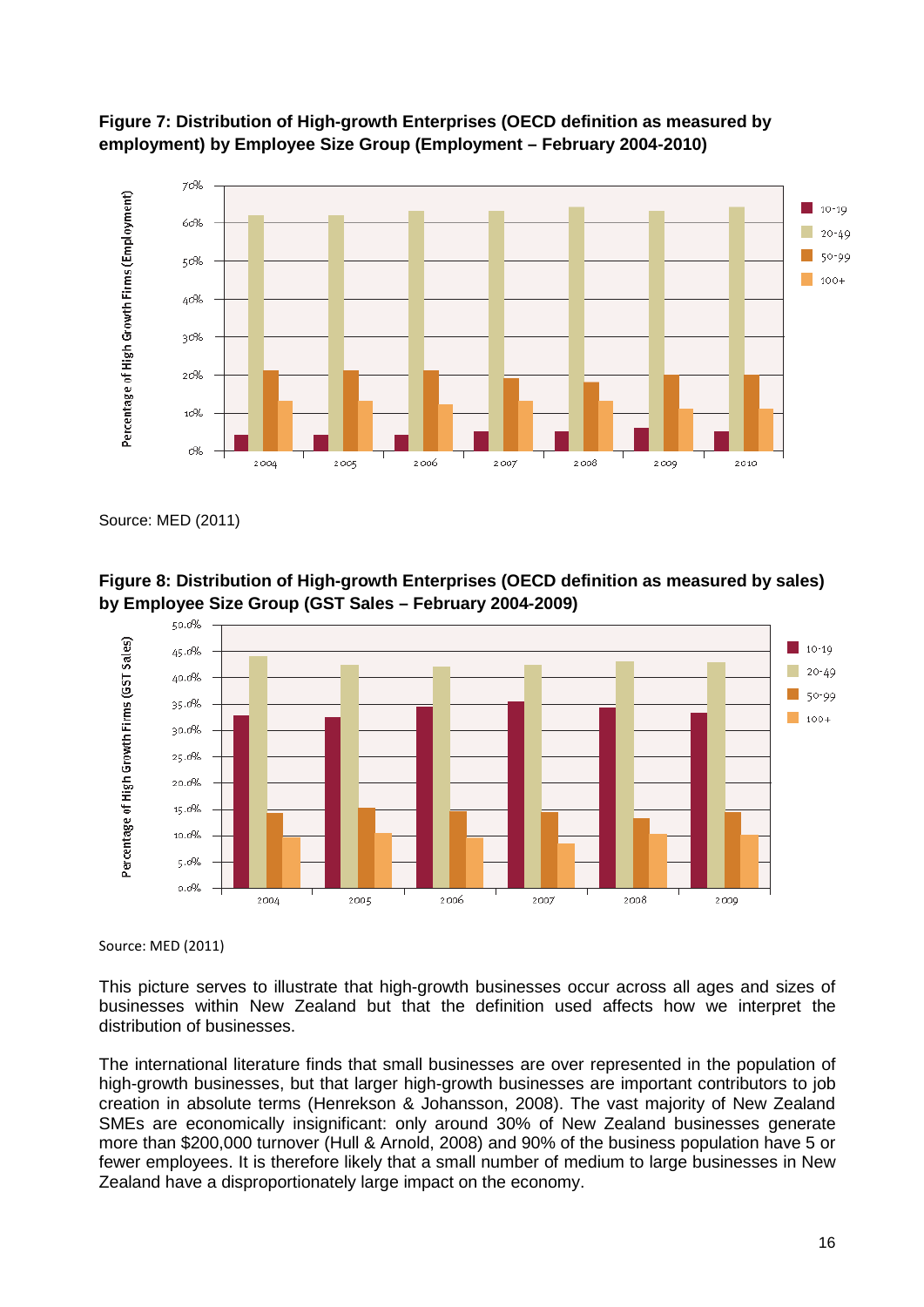**Figure 7: Distribution of High-growth Enterprises (OECD definition as measured by employment) by Employee Size Group (Employment – February 2004-2010)**

Percentage of High Growth Firms (Employment)

70%
60%
50%
40%
30%
20%
10%
0%

2004 2005 2006 2007 2008 2009 2010

10-19
20-49
50-99
100+

Source: MED (2011)

**Figure 8: Distribution of High-growth Enterprises (OECD definition as measured by sales) by Employee Size Group (GST Sales – February 2004-2009)**

Percentage of High Growth Firms (GST Sales)

50.0%
45.0%
40.0%
35.0%
30.0%
25.0%
20.0%
15.0%
10.0%
5.0%
0.0%

2004 2005 2006 2007 2008 2009

10-19
20-49
50-99
100+

Source: MED (2011)

This picture serves to illustrate that high-growth businesses occur across all ages and sizes of businesses within New Zealand but that the definition used affects how we interpret the distribution of businesses.

The international literature finds that small businesses are over represented in the population of high-growth businesses, but that larger high-growth businesses are important contributors to job creation in absolute terms (Henrekson & Johansson, 2008). The vast majority of New Zealand SMEs are economically insignificant: only around 30% of New Zealand businesses generate more than $200,000 turnover (Hull & Arnold, 2008) and 90% of the business population have 5 or fewer employees. It is therefore likely that a small number of medium to large businesses in New Zealand have a disproportionately large impact on the economy.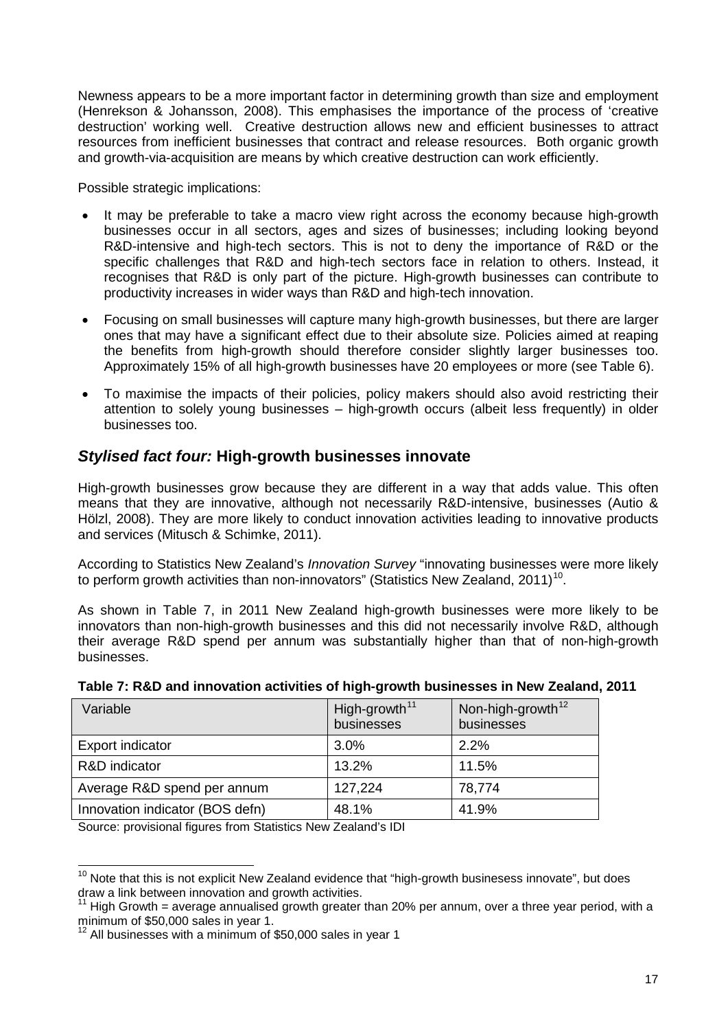Newness appears to be a more important factor in determining growth than size and employment (Henrekson & Johansson, 2008). This emphasises the importance of the process of 'creative destruction' working well. Creative destruction allows new and efficient businesses to attract resources from inefficient businesses that contract and release resources. Both organic growth and growth-via-acquisition are means by which creative destruction can work efficiently.

Possible strategic implications:

- It may be preferable to take a macro view right across the economy because high-growth businesses occur in all sectors, ages and sizes of businesses; including looking beyond R&D-intensive and high-tech sectors. This is not to deny the importance of R&D or the specific challenges that R&D and high-tech sectors face in relation to others. Instead, it recognises that R&D is only part of the picture. High-growth businesses can contribute to productivity increases in wider ways than R&D and high-tech innovation.
- Focusing on small businesses will capture many high-growth businesses, but there are larger ones that may have a significant effect due to their absolute size. Policies aimed at reaping the benefits from high-growth should therefore consider slightly larger businesses too. Approximately 15% of all high-growth businesses have 20 employees or more (see Table 6).
- To maximise the impacts of their policies, policy makers should also avoid restricting their attention to solely young businesses – high-growth occurs (albeit less frequently) in older businesses too.

## *Stylised fact four:* High-growth businesses innovate

High-growth businesses grow because they are different in a way that adds value. This often means that they are innovative, although not necessarily R&D-intensive, businesses (Autio & Hölzl, 2008). They are more likely to conduct innovation activities leading to innovative products and services (Mitusch & Schimke, 2011).

According to Statistics New Zealand's *Innovation Survey* "innovating businesses were more likely to perform growth activities than non-innovators" (Statistics New Zealand, 2011)[10].

As shown in Table 7, in 2011 New Zealand high-growth businesses were more likely to be innovators than non-high-growth businesses and this did not necessarily involve R&D, although their average R&D spend per annum was substantially higher than that of non-high-growth businesses.

**Table 7: R&D and innovation activities of high-growth businesses in New Zealand, 2011**

| Variable | High-growth[11] businesses | Non-high-growth[12] businesses |
|---|---|---|
| Export indicator | 3.0% | 2.2% |
| R&D indicator | 13.2% | 11.5% |
| Average R&D spend per annum | 127,224 | 78,774 |
| Innovation indicator (BOS defn) | 48.1% | 41.9% |

Source: provisional figures from Statistics New Zealand's IDI

[10] Note that this is not explicit New Zealand evidence that "high-growth businesess innovate", but does draw a link between innovation and growth activities.

[11] High Growth = average annualised growth greater than 20% per annum, over a three year period, with a minimum of $50,000 sales in year 1.

[12] All businesses with a minimum of $50,000 sales in year 1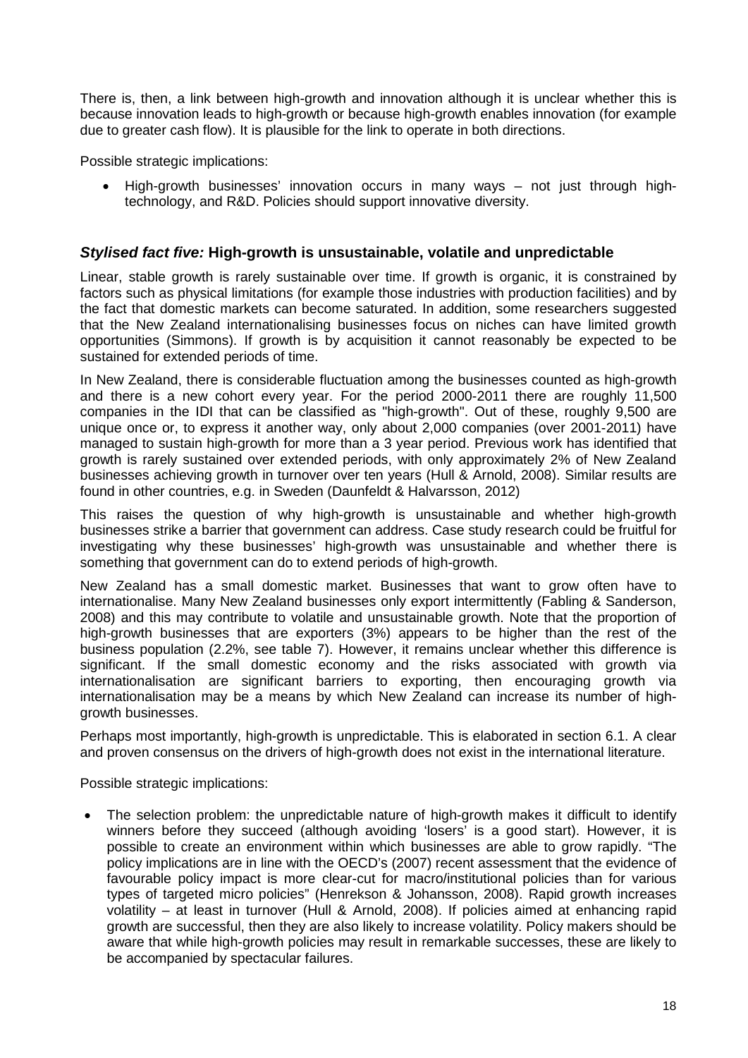There is, then, a link between high-growth and innovation although it is unclear whether this is because innovation leads to high-growth or because high-growth enables innovation (for example due to greater cash flow). It is plausible for the link to operate in both directions.

Possible strategic implications:

- High-growth businesses' innovation occurs in many ways – not just through high-technology, and R&D. Policies should support innovative diversity.

### *Stylised fact five:* High-growth is unsustainable, volatile and unpredictable

Linear, stable growth is rarely sustainable over time. If growth is organic, it is constrained by factors such as physical limitations (for example those industries with production facilities) and by the fact that domestic markets can become saturated. In addition, some researchers suggested that the New Zealand internationalising businesses focus on niches can have limited growth opportunities (Simmons). If growth is by acquisition it cannot reasonably be expected to be sustained for extended periods of time.

In New Zealand, there is considerable fluctuation among the businesses counted as high-growth and there is a new cohort every year. For the period 2000-2011 there are roughly 11,500 companies in the IDI that can be classified as "high-growth". Out of these, roughly 9,500 are unique once or, to express it another way, only about 2,000 companies (over 2001-2011) have managed to sustain high-growth for more than a 3 year period. Previous work has identified that growth is rarely sustained over extended periods, with only approximately 2% of New Zealand businesses achieving growth in turnover over ten years (Hull & Arnold, 2008). Similar results are found in other countries, e.g. in Sweden (Daunfeldt & Halvarsson, 2012)

This raises the question of why high-growth is unsustainable and whether high-growth businesses strike a barrier that government can address. Case study research could be fruitful for investigating why these businesses' high-growth was unsustainable and whether there is something that government can do to extend periods of high-growth.

New Zealand has a small domestic market. Businesses that want to grow often have to internationalise. Many New Zealand businesses only export intermittently (Fabling & Sanderson, 2008) and this may contribute to volatile and unsustainable growth. Note that the proportion of high-growth businesses that are exporters (3%) appears to be higher than the rest of the business population (2.2%, see table 7). However, it remains unclear whether this difference is significant. If the small domestic economy and the risks associated with growth via internationalisation are significant barriers to exporting, then encouraging growth via internationalisation may be a means by which New Zealand can increase its number of high-growth businesses.

Perhaps most importantly, high-growth is unpredictable. This is elaborated in section 6.1. A clear and proven consensus on the drivers of high-growth does not exist in the international literature.

Possible strategic implications:

- The selection problem: the unpredictable nature of high-growth makes it difficult to identify winners before they succeed (although avoiding 'losers' is a good start). However, it is possible to create an environment within which businesses are able to grow rapidly. "The policy implications are in line with the OECD's (2007) recent assessment that the evidence of favourable policy impact is more clear-cut for macro/institutional policies than for various types of targeted micro policies" (Henrekson & Johansson, 2008). Rapid growth increases volatility – at least in turnover (Hull & Arnold, 2008). If policies aimed at enhancing rapid growth are successful, then they are also likely to increase volatility. Policy makers should be aware that while high-growth policies may result in remarkable successes, these are likely to be accompanied by spectacular failures.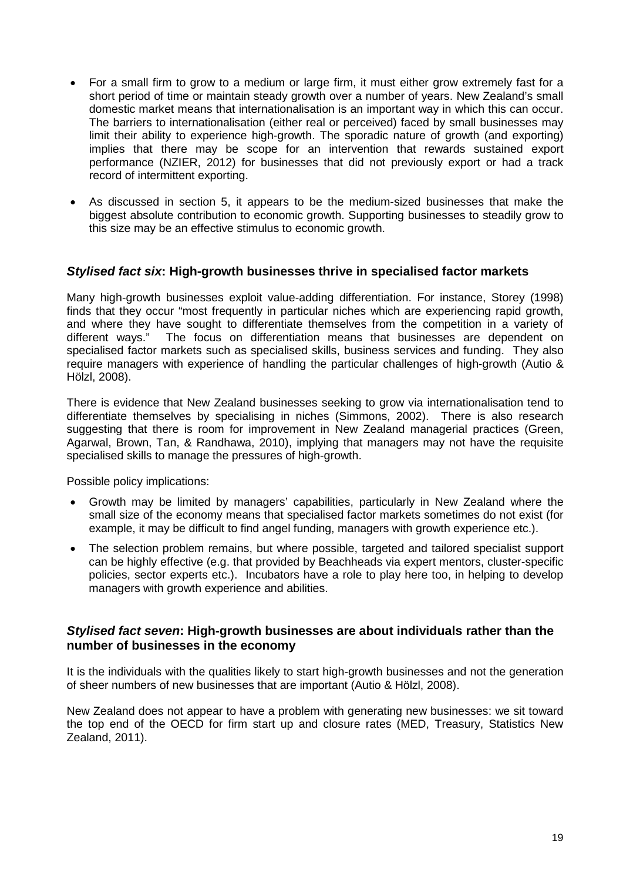- For a small firm to grow to a medium or large firm, it must either grow extremely fast for a short period of time or maintain steady growth over a number of years. New Zealand's small domestic market means that internationalisation is an important way in which this can occur. The barriers to internationalisation (either real or perceived) faced by small businesses may limit their ability to experience high-growth. The sporadic nature of growth (and exporting) implies that there may be scope for an intervention that rewards sustained export performance (NZIER, 2012) for businesses that did not previously export or had a track record of intermittent exporting.
- As discussed in section 5, it appears to be the medium-sized businesses that make the biggest absolute contribution to economic growth. Supporting businesses to steadily grow to this size may be an effective stimulus to economic growth.

### ***Stylised fact six*: High-growth businesses thrive in specialised factor markets**

Many high-growth businesses exploit value-adding differentiation. For instance, Storey (1998) finds that they occur "most frequently in particular niches which are experiencing rapid growth, and where they have sought to differentiate themselves from the competition in a variety of different ways." The focus on differentiation means that businesses are dependent on specialised factor markets such as specialised skills, business services and funding. They also require managers with experience of handling the particular challenges of high-growth (Autio & Hölzl, 2008).

There is evidence that New Zealand businesses seeking to grow via internationalisation tend to differentiate themselves by specialising in niches (Simmons, 2002). There is also research suggesting that there is room for improvement in New Zealand managerial practices (Green, Agarwal, Brown, Tan, & Randhawa, 2010), implying that managers may not have the requisite specialised skills to manage the pressures of high-growth.

Possible policy implications:

- Growth may be limited by managers' capabilities, particularly in New Zealand where the small size of the economy means that specialised factor markets sometimes do not exist (for example, it may be difficult to find angel funding, managers with growth experience etc.).
- The selection problem remains, but where possible, targeted and tailored specialist support can be highly effective (e.g. that provided by Beachheads via expert mentors, cluster-specific policies, sector experts etc.). Incubators have a role to play here too, in helping to develop managers with growth experience and abilities.

### ***Stylised fact seven*: High-growth businesses are about individuals rather than the number of businesses in the economy**

It is the individuals with the qualities likely to start high-growth businesses and not the generation of sheer numbers of new businesses that are important (Autio & Hölzl, 2008).

New Zealand does not appear to have a problem with generating new businesses: we sit toward the top end of the OECD for firm start up and closure rates (MED, Treasury, Statistics New Zealand, 2011).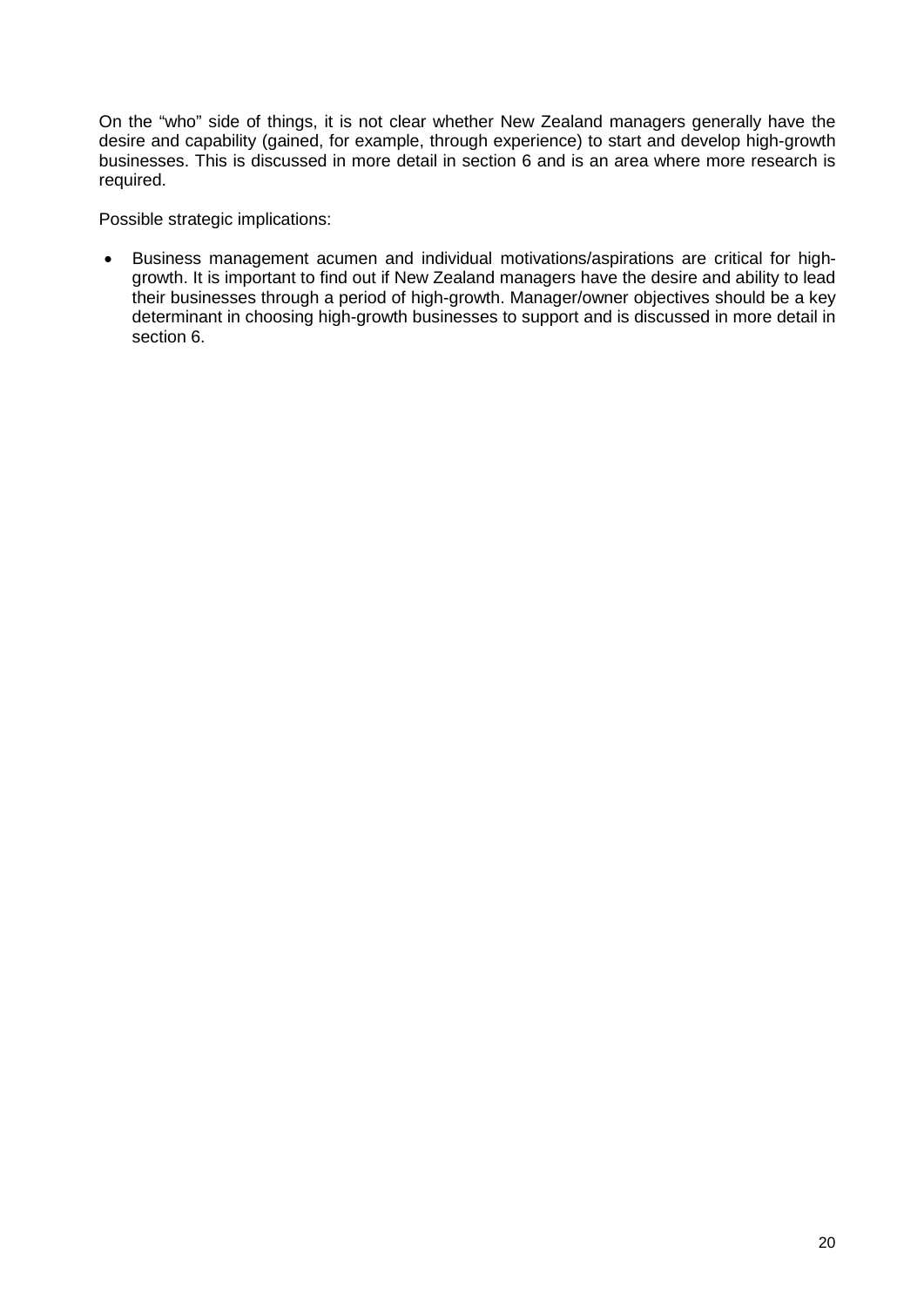On the "who" side of things, it is not clear whether New Zealand managers generally have the desire and capability (gained, for example, through experience) to start and develop high-growth businesses. This is discussed in more detail in section 6 and is an area where more research is required.

Possible strategic implications:

- Business management acumen and individual motivations/aspirations are critical for high-growth. It is important to find out if New Zealand managers have the desire and ability to lead their businesses through a period of high-growth. Manager/owner objectives should be a key determinant in choosing high-growth businesses to support and is discussed in more detail in section 6.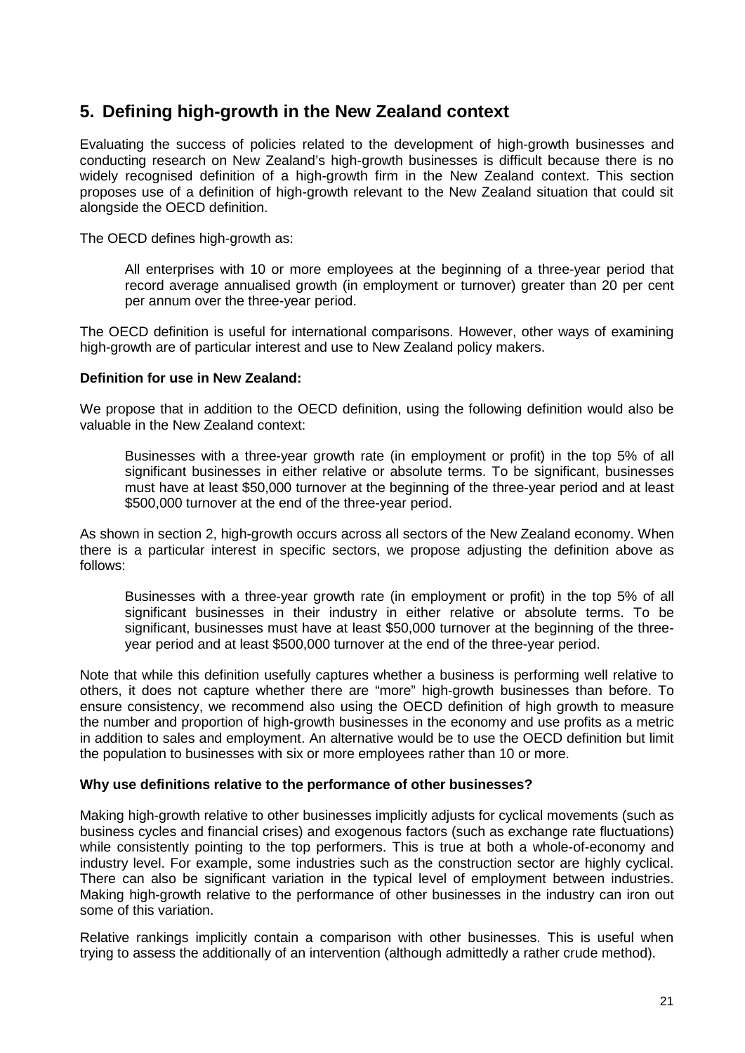## 5. Defining high-growth in the New Zealand context

Evaluating the success of policies related to the development of high-growth businesses and conducting research on New Zealand's high-growth businesses is difficult because there is no widely recognised definition of a high-growth firm in the New Zealand context. This section proposes use of a definition of high-growth relevant to the New Zealand situation that could sit alongside the OECD definition.

The OECD defines high-growth as:

> All enterprises with 10 or more employees at the beginning of a three-year period that record average annualised growth (in employment or turnover) greater than 20 per cent per annum over the three-year period.

The OECD definition is useful for international comparisons. However, other ways of examining high-growth are of particular interest and use to New Zealand policy makers.

**Definition for use in New Zealand:**

We propose that in addition to the OECD definition, using the following definition would also be valuable in the New Zealand context:

> Businesses with a three-year growth rate (in employment or profit) in the top 5% of all significant businesses in either relative or absolute terms. To be significant, businesses must have at least $50,000 turnover at the beginning of the three-year period and at least $500,000 turnover at the end of the three-year period.

As shown in section 2, high-growth occurs across all sectors of the New Zealand economy. When there is a particular interest in specific sectors, we propose adjusting the definition above as follows:

> Businesses with a three-year growth rate (in employment or profit) in the top 5% of all significant businesses in their industry in either relative or absolute terms. To be significant, businesses must have at least $50,000 turnover at the beginning of the three-year period and at least $500,000 turnover at the end of the three-year period.

Note that while this definition usefully captures whether a business is performing well relative to others, it does not capture whether there are "more" high-growth businesses than before. To ensure consistency, we recommend also using the OECD definition of high growth to measure the number and proportion of high-growth businesses in the economy and use profits as a metric in addition to sales and employment. An alternative would be to use the OECD definition but limit the population to businesses with six or more employees rather than 10 or more.

**Why use definitions relative to the performance of other businesses?**

Making high-growth relative to other businesses implicitly adjusts for cyclical movements (such as business cycles and financial crises) and exogenous factors (such as exchange rate fluctuations) while consistently pointing to the top performers. This is true at both a whole-of-economy and industry level. For example, some industries such as the construction sector are highly cyclical. There can also be significant variation in the typical level of employment between industries. Making high-growth relative to the performance of other businesses in the industry can iron out some of this variation.

Relative rankings implicitly contain a comparison with other businesses. This is useful when trying to assess the additionally of an intervention (although admittedly a rather crude method).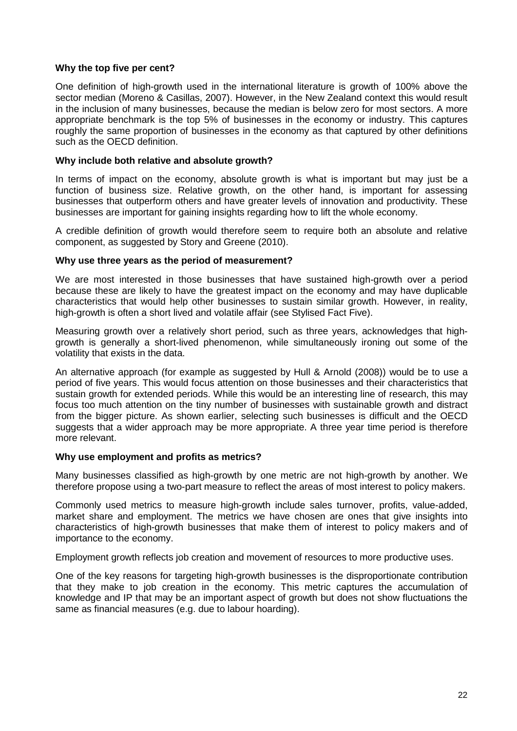**Why the top five per cent?**

One definition of high-growth used in the international literature is growth of 100% above the sector median (Moreno & Casillas, 2007). However, in the New Zealand context this would result in the inclusion of many businesses, because the median is below zero for most sectors. A more appropriate benchmark is the top 5% of businesses in the economy or industry. This captures roughly the same proportion of businesses in the economy as that captured by other definitions such as the OECD definition.

**Why include both relative and absolute growth?**

In terms of impact on the economy, absolute growth is what is important but may just be a function of business size. Relative growth, on the other hand, is important for assessing businesses that outperform others and have greater levels of innovation and productivity. These businesses are important for gaining insights regarding how to lift the whole economy.

A credible definition of growth would therefore seem to require both an absolute and relative component, as suggested by Story and Greene (2010).

**Why use three years as the period of measurement?**

We are most interested in those businesses that have sustained high-growth over a period because these are likely to have the greatest impact on the economy and may have duplicable characteristics that would help other businesses to sustain similar growth. However, in reality, high-growth is often a short lived and volatile affair (see Stylised Fact Five).

Measuring growth over a relatively short period, such as three years, acknowledges that high-growth is generally a short-lived phenomenon, while simultaneously ironing out some of the volatility that exists in the data.

An alternative approach (for example as suggested by Hull & Arnold (2008)) would be to use a period of five years. This would focus attention on those businesses and their characteristics that sustain growth for extended periods. While this would be an interesting line of research, this may focus too much attention on the tiny number of businesses with sustainable growth and distract from the bigger picture. As shown earlier, selecting such businesses is difficult and the OECD suggests that a wider approach may be more appropriate. A three year time period is therefore more relevant.

**Why use employment and profits as metrics?**

Many businesses classified as high-growth by one metric are not high-growth by another. We therefore propose using a two-part measure to reflect the areas of most interest to policy makers.

Commonly used metrics to measure high-growth include sales turnover, profits, value-added, market share and employment. The metrics we have chosen are ones that give insights into characteristics of high-growth businesses that make them of interest to policy makers and of importance to the economy.

Employment growth reflects job creation and movement of resources to more productive uses.

One of the key reasons for targeting high-growth businesses is the disproportionate contribution that they make to job creation in the economy. This metric captures the accumulation of knowledge and IP that may be an important aspect of growth but does not show fluctuations the same as financial measures (e.g. due to labour hoarding).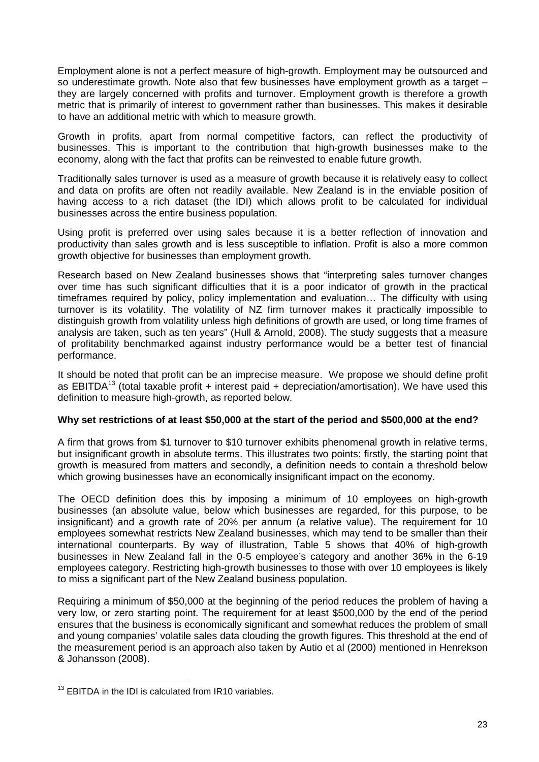Employment alone is not a perfect measure of high-growth. Employment may be outsourced and so underestimate growth. Note also that few businesses have employment growth as a target – they are largely concerned with profits and turnover. Employment growth is therefore a growth metric that is primarily of interest to government rather than businesses. This makes it desirable to have an additional metric with which to measure growth.

Growth in profits, apart from normal competitive factors, can reflect the productivity of businesses. This is important to the contribution that high-growth businesses make to the economy, along with the fact that profits can be reinvested to enable future growth.

Traditionally sales turnover is used as a measure of growth because it is relatively easy to collect and data on profits are often not readily available. New Zealand is in the enviable position of having access to a rich dataset (the IDI) which allows profit to be calculated for individual businesses across the entire business population.

Using profit is preferred over using sales because it is a better reflection of innovation and productivity than sales growth and is less susceptible to inflation. Profit is also a more common growth objective for businesses than employment growth.

Research based on New Zealand businesses shows that "interpreting sales turnover changes over time has such significant difficulties that it is a poor indicator of growth in the practical timeframes required by policy, policy implementation and evaluation… The difficulty with using turnover is its volatility. The volatility of NZ firm turnover makes it practically impossible to distinguish growth from volatility unless high definitions of growth are used, or long time frames of analysis are taken, such as ten years" (Hull & Arnold, 2008). The study suggests that a measure of profitability benchmarked against industry performance would be a better test of financial performance.

It should be noted that profit can be an imprecise measure. We propose we should define profit as EBITDA[13] (total taxable profit + interest paid + depreciation/amortisation). We have used this definition to measure high-growth, as reported below.

**Why set restrictions of at least $50,000 at the start of the period and $500,000 at the end?**

A firm that grows from $1 turnover to $10 turnover exhibits phenomenal growth in relative terms, but insignificant growth in absolute terms. This illustrates two points: firstly, the starting point that growth is measured from matters and secondly, a definition needs to contain a threshold below which growing businesses have an economically insignificant impact on the economy.

The OECD definition does this by imposing a minimum of 10 employees on high-growth businesses (an absolute value, below which businesses are regarded, for this purpose, to be insignificant) and a growth rate of 20% per annum (a relative value). The requirement for 10 employees somewhat restricts New Zealand businesses, which may tend to be smaller than their international counterparts. By way of illustration, Table 5 shows that 40% of high-growth businesses in New Zealand fall in the 0-5 employee's category and another 36% in the 6-19 employees category. Restricting high-growth businesses to those with over 10 employees is likely to miss a significant part of the New Zealand business population.

Requiring a minimum of $50,000 at the beginning of the period reduces the problem of having a very low, or zero starting point. The requirement for at least $500,000 by the end of the period ensures that the business is economically significant and somewhat reduces the problem of small and young companies' volatile sales data clouding the growth figures. This threshold at the end of the measurement period is an approach also taken by Autio et al (2000) mentioned in Henrekson & Johansson (2008).

[13] EBITDA in the IDI is calculated from IR10 variables.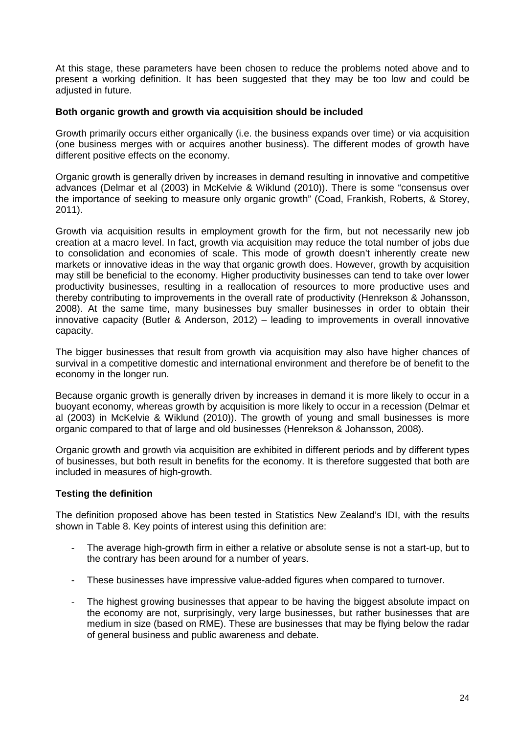At this stage, these parameters have been chosen to reduce the problems noted above and to present a working definition. It has been suggested that they may be too low and could be adjusted in future.

### Both organic growth and growth via acquisition should be included

Growth primarily occurs either organically (i.e. the business expands over time) or via acquisition (one business merges with or acquires another business). The different modes of growth have different positive effects on the economy.

Organic growth is generally driven by increases in demand resulting in innovative and competitive advances (Delmar et al (2003) in McKelvie & Wiklund (2010)). There is some "consensus over the importance of seeking to measure only organic growth" (Coad, Frankish, Roberts, & Storey, 2011).

Growth via acquisition results in employment growth for the firm, but not necessarily new job creation at a macro level. In fact, growth via acquisition may reduce the total number of jobs due to consolidation and economies of scale. This mode of growth doesn't inherently create new markets or innovative ideas in the way that organic growth does. However, growth by acquisition may still be beneficial to the economy. Higher productivity businesses can tend to take over lower productivity businesses, resulting in a reallocation of resources to more productive uses and thereby contributing to improvements in the overall rate of productivity (Henrekson & Johansson, 2008). At the same time, many businesses buy smaller businesses in order to obtain their innovative capacity (Butler & Anderson, 2012) – leading to improvements in overall innovative capacity.

The bigger businesses that result from growth via acquisition may also have higher chances of survival in a competitive domestic and international environment and therefore be of benefit to the economy in the longer run.

Because organic growth is generally driven by increases in demand it is more likely to occur in a buoyant economy, whereas growth by acquisition is more likely to occur in a recession (Delmar et al (2003) in McKelvie & Wiklund (2010)). The growth of young and small businesses is more organic compared to that of large and old businesses (Henrekson & Johansson, 2008).

Organic growth and growth via acquisition are exhibited in different periods and by different types of businesses, but both result in benefits for the economy. It is therefore suggested that both are included in measures of high-growth.

### Testing the definition

The definition proposed above has been tested in Statistics New Zealand's IDI, with the results shown in Table 8. Key points of interest using this definition are:

- The average high-growth firm in either a relative or absolute sense is not a start-up, but to the contrary has been around for a number of years.
- These businesses have impressive value-added figures when compared to turnover.
- The highest growing businesses that appear to be having the biggest absolute impact on the economy are not, surprisingly, very large businesses, but rather businesses that are medium in size (based on RME). These are businesses that may be flying below the radar of general business and public awareness and debate.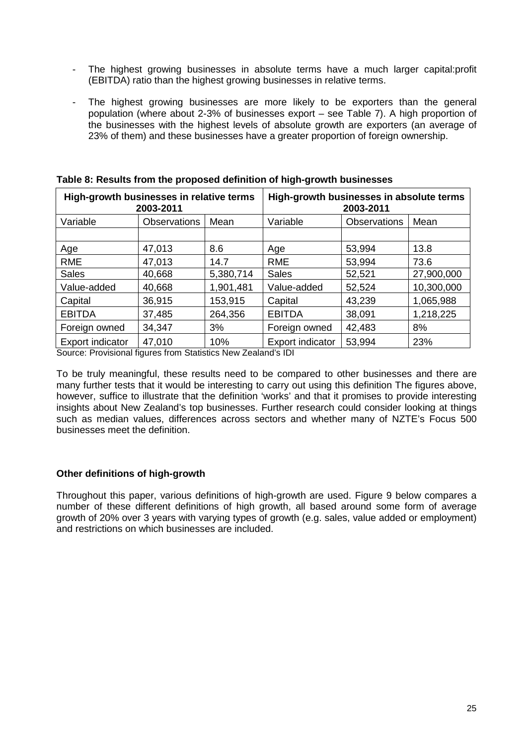- The highest growing businesses in absolute terms have a much larger capital:profit (EBITDA) ratio than the highest growing businesses in relative terms.
- The highest growing businesses are more likely to be exporters than the general population (where about 2-3% of businesses export – see Table 7). A high proportion of the businesses with the highest levels of absolute growth are exporters (an average of 23% of them) and these businesses have a greater proportion of foreign ownership.

**Table 8: Results from the proposed definition of high-growth businesses**

| High-growth businesses in relative terms 2003-2011 | | | High-growth businesses in absolute terms 2003-2011 | | |
|---|---|---|---|---|---|
| Variable | Observations | Mean | Variable | Observations | Mean |
| | | | | | |
| Age | 47,013 | 8.6 | Age | 53,994 | 13.8 |
| RME | 47,013 | 14.7 | RME | 53,994 | 73.6 |
| Sales | 40,668 | 5,380,714 | Sales | 52,521 | 27,900,000 |
| Value-added | 40,668 | 1,901,481 | Value-added | 52,524 | 10,300,000 |
| Capital | 36,915 | 153,915 | Capital | 43,239 | 1,065,988 |
| EBITDA | 37,485 | 264,356 | EBITDA | 38,091 | 1,218,225 |
| Foreign owned | 34,347 | 3% | Foreign owned | 42,483 | 8% |
| Export indicator | 47,010 | 10% | Export indicator | 53,994 | 23% |

Source: Provisional figures from Statistics New Zealand's IDI

To be truly meaningful, these results need to be compared to other businesses and there are many further tests that it would be interesting to carry out using this definition The figures above, however, suffice to illustrate that the definition 'works' and that it promises to provide interesting insights about New Zealand's top businesses. Further research could consider looking at things such as median values, differences across sectors and whether many of NZTE's Focus 500 businesses meet the definition.

**Other definitions of high-growth**

Throughout this paper, various definitions of high-growth are used. Figure 9 below compares a number of these different definitions of high growth, all based around some form of average growth of 20% over 3 years with varying types of growth (e.g. sales, value added or employment) and restrictions on which businesses are included.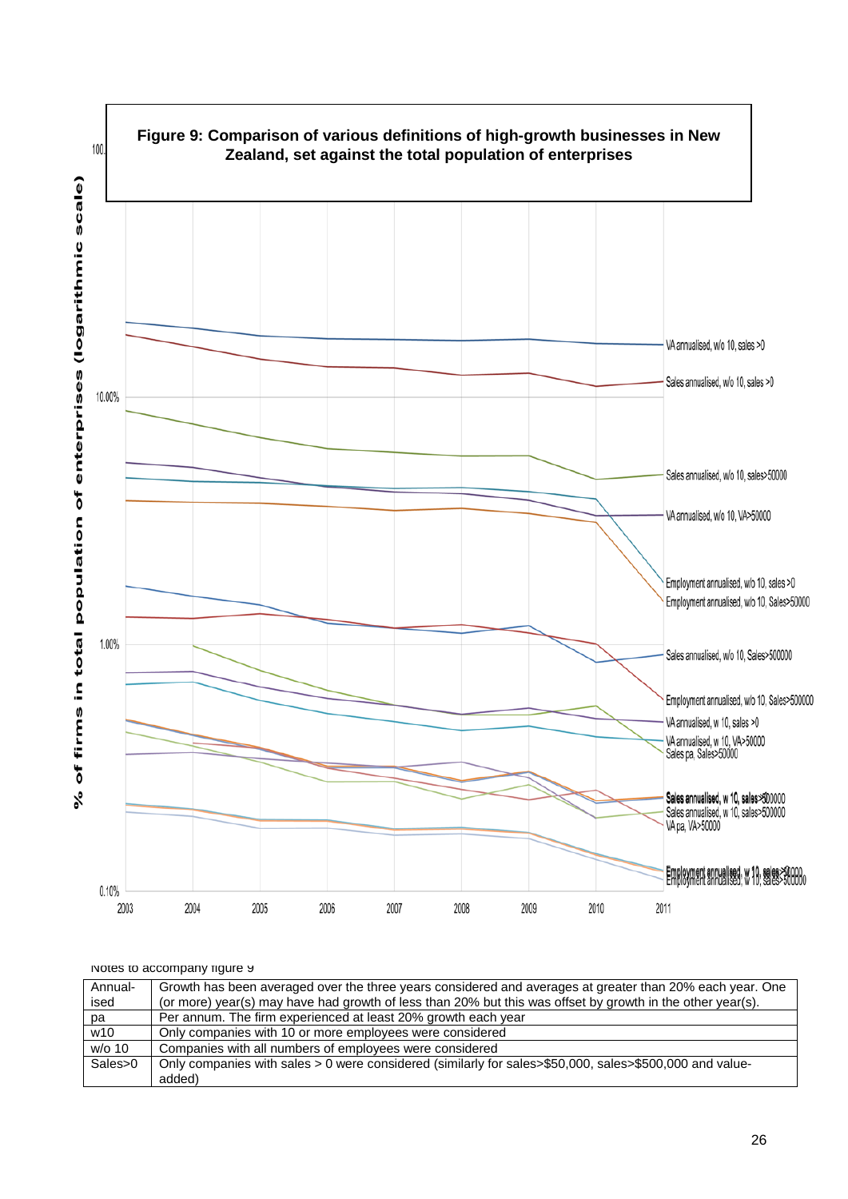**Figure 9: Comparison of various definitions of high-growth businesses in New Zealand, set against the total population of enterprises**

% of firms in total population of enterprises (logarithmic scale)

100.

10.00%

1.00%

0.10%

2003
2004
2005
2006
2007
2008
2009
2010
2011

VA annualised, w/o 10, sales >0
Sales annualised, w/o 10, sales >0
Sales annualised, w/o 10, sales>50000
VA annualised, w/o 10, VA>50000
Employment annualised, w/o 10, sales >0
Employment annualised, w/o 10, Sales>50000
Sales annualised, w/o 10, Sales>500000
Employment annualised, w/o 10, Sales>500000
VA annualised, w 10, sales >0
VA annualised, w 10, VA>50000
Sales pa, Sales>50000
Sales annualised, w 10, sales>50000
Sales annualised, w 10, sales>500000
VA pa, VA>50000
Employment annualised, w 10, sales>50000
Employment annualised, w 10, sales>500000

Notes to accompany figure 9

| | |
|---|---|
| Annual-ised | Growth has been averaged over the three years considered and averages at greater than 20% each year. One (or more) year(s) may have had growth of less than 20% but this was offset by growth in the other year(s). |
| pa | Per annum. The firm experienced at least 20% growth each year |
| w10 | Only companies with 10 or more employees were considered |
| w/o 10 | Companies with all numbers of employees were considered |
| Sales>0 | Only companies with sales > 0 were considered (similarly for sales>$50,000, sales>$500,000 and value-added) |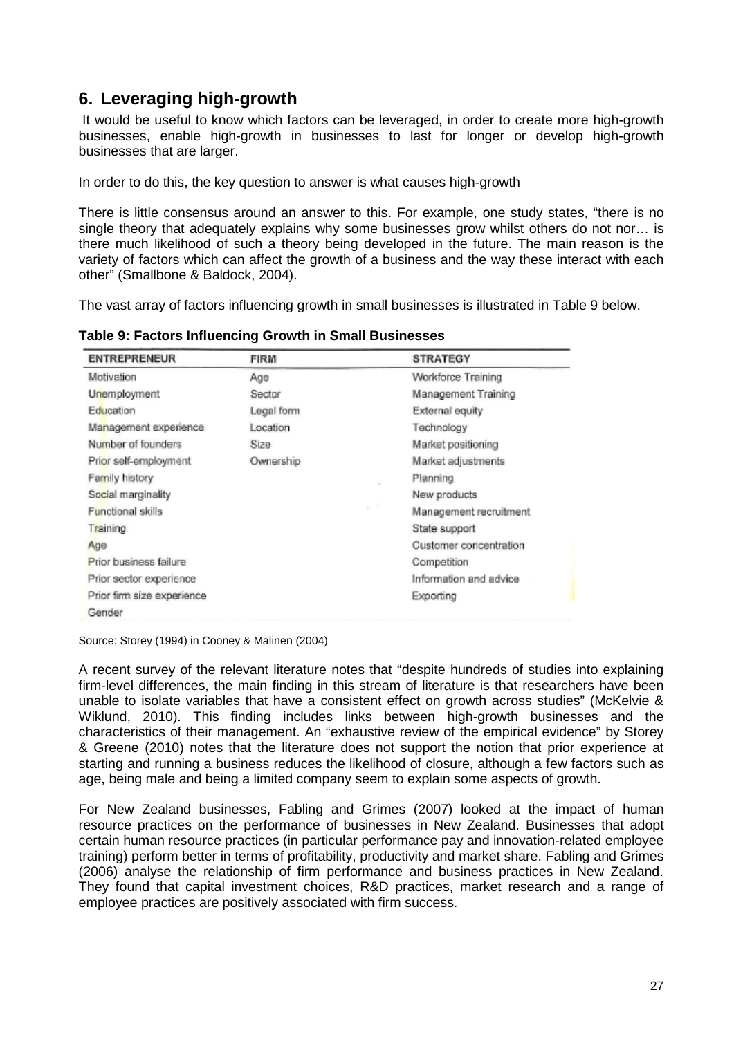## 6. Leveraging high-growth

It would be useful to know which factors can be leveraged, in order to create more high-growth businesses, enable high-growth in businesses to last for longer or develop high-growth businesses that are larger.

In order to do this, the key question to answer is what causes high-growth

There is little consensus around an answer to this. For example, one study states, "there is no single theory that adequately explains why some businesses grow whilst others do not nor… is there much likelihood of such a theory being developed in the future. The main reason is the variety of factors which can affect the growth of a business and the way these interact with each other" (Smallbone & Baldock, 2004).

The vast array of factors influencing growth in small businesses is illustrated in Table 9 below.

**Table 9: Factors Influencing Growth in Small Businesses**

| ENTREPRENEUR | FIRM | STRATEGY |
|---|---|---|
| Motivation | Age | Workforce Training |
| Unemployment | Sector | Management Training |
| Education | Legal form | External equity |
| Management experience | Location | Technology |
| Number of founders | Size | Market positioning |
| Prior self-employment | Ownership | Market adjustments |
| Family history | | Planning |
| Social marginality | | New products |
| Functional skills | | Management recruitment |
| Training | | State support |
| Age | | Customer concentration |
| Prior business failure | | Competition |
| Prior sector experience | | Information and advice |
| Prior firm size experience | | Exporting |
| Gender | | |

Source: Storey (1994) in Cooney & Malinen (2004)

A recent survey of the relevant literature notes that "despite hundreds of studies into explaining firm-level differences, the main finding in this stream of literature is that researchers have been unable to isolate variables that have a consistent effect on growth across studies" (McKelvie & Wiklund, 2010). This finding includes links between high-growth businesses and the characteristics of their management. An "exhaustive review of the empirical evidence" by Storey & Greene (2010) notes that the literature does not support the notion that prior experience at starting and running a business reduces the likelihood of closure, although a few factors such as age, being male and being a limited company seem to explain some aspects of growth.

For New Zealand businesses, Fabling and Grimes (2007) looked at the impact of human resource practices on the performance of businesses in New Zealand. Businesses that adopt certain human resource practices (in particular performance pay and innovation-related employee training) perform better in terms of profitability, productivity and market share. Fabling and Grimes (2006) analyse the relationship of firm performance and business practices in New Zealand. They found that capital investment choices, R&D practices, market research and a range of employee practices are positively associated with firm success.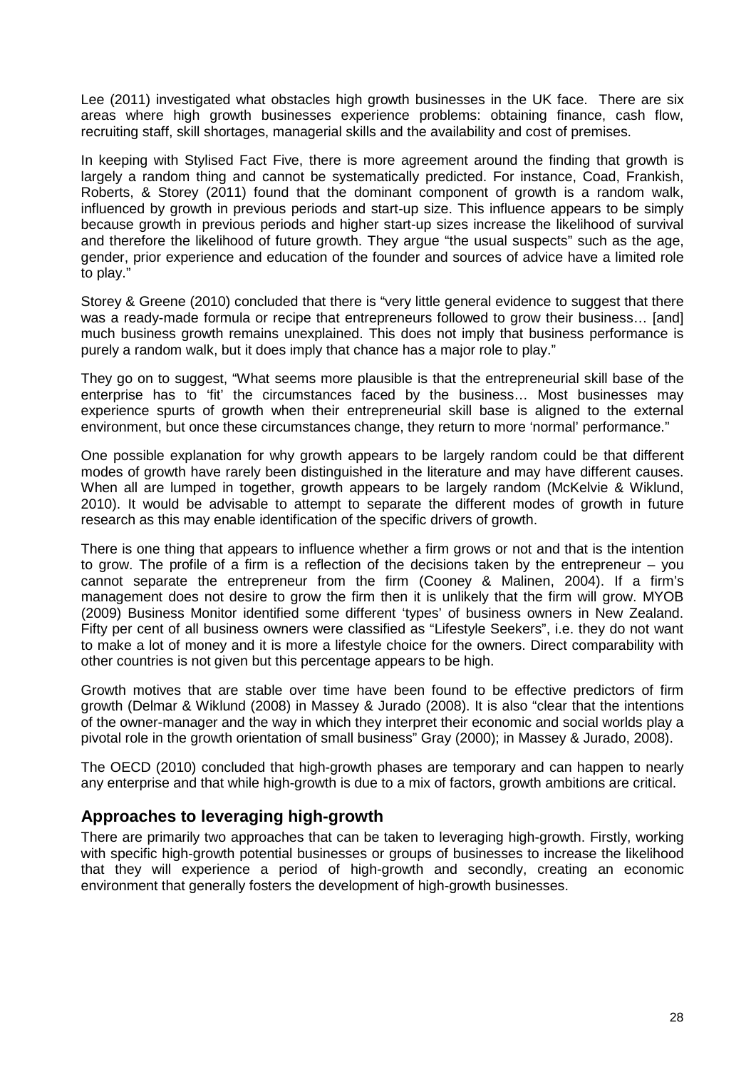Lee (2011) investigated what obstacles high growth businesses in the UK face. There are six areas where high growth businesses experience problems: obtaining finance, cash flow, recruiting staff, skill shortages, managerial skills and the availability and cost of premises.

In keeping with Stylised Fact Five, there is more agreement around the finding that growth is largely a random thing and cannot be systematically predicted. For instance, Coad, Frankish, Roberts, & Storey (2011) found that the dominant component of growth is a random walk, influenced by growth in previous periods and start-up size. This influence appears to be simply because growth in previous periods and higher start-up sizes increase the likelihood of survival and therefore the likelihood of future growth. They argue "the usual suspects" such as the age, gender, prior experience and education of the founder and sources of advice have a limited role to play."

Storey & Greene (2010) concluded that there is "very little general evidence to suggest that there was a ready-made formula or recipe that entrepreneurs followed to grow their business… [and] much business growth remains unexplained. This does not imply that business performance is purely a random walk, but it does imply that chance has a major role to play."

They go on to suggest, "What seems more plausible is that the entrepreneurial skill base of the enterprise has to 'fit' the circumstances faced by the business… Most businesses may experience spurts of growth when their entrepreneurial skill base is aligned to the external environment, but once these circumstances change, they return to more 'normal' performance."

One possible explanation for why growth appears to be largely random could be that different modes of growth have rarely been distinguished in the literature and may have different causes. When all are lumped in together, growth appears to be largely random (McKelvie & Wiklund, 2010). It would be advisable to attempt to separate the different modes of growth in future research as this may enable identification of the specific drivers of growth.

There is one thing that appears to influence whether a firm grows or not and that is the intention to grow. The profile of a firm is a reflection of the decisions taken by the entrepreneur – you cannot separate the entrepreneur from the firm (Cooney & Malinen, 2004). If a firm's management does not desire to grow the firm then it is unlikely that the firm will grow. MYOB (2009) Business Monitor identified some different 'types' of business owners in New Zealand. Fifty per cent of all business owners were classified as "Lifestyle Seekers", i.e. they do not want to make a lot of money and it is more a lifestyle choice for the owners. Direct comparability with other countries is not given but this percentage appears to be high.

Growth motives that are stable over time have been found to be effective predictors of firm growth (Delmar & Wiklund (2008) in Massey & Jurado (2008). It is also "clear that the intentions of the owner-manager and the way in which they interpret their economic and social worlds play a pivotal role in the growth orientation of small business" Gray (2000); in Massey & Jurado, 2008).

The OECD (2010) concluded that high-growth phases are temporary and can happen to nearly any enterprise and that while high-growth is due to a mix of factors, growth ambitions are critical.

## Approaches to leveraging high-growth

There are primarily two approaches that can be taken to leveraging high-growth. Firstly, working with specific high-growth potential businesses or groups of businesses to increase the likelihood that they will experience a period of high-growth and secondly, creating an economic environment that generally fosters the development of high-growth businesses.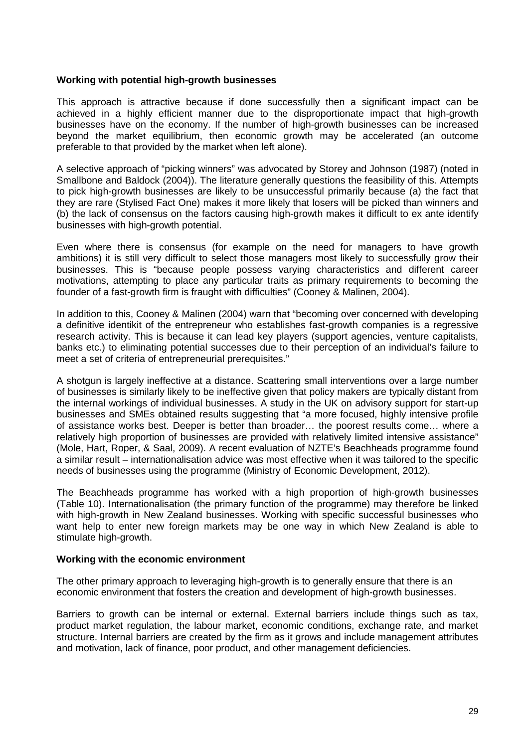**Working with potential high-growth businesses**

This approach is attractive because if done successfully then a significant impact can be achieved in a highly efficient manner due to the disproportionate impact that high-growth businesses have on the economy. If the number of high-growth businesses can be increased beyond the market equilibrium, then economic growth may be accelerated (an outcome preferable to that provided by the market when left alone).

A selective approach of "picking winners" was advocated by Storey and Johnson (1987) (noted in Smallbone and Baldock (2004)). The literature generally questions the feasibility of this. Attempts to pick high-growth businesses are likely to be unsuccessful primarily because (a) the fact that they are rare (Stylised Fact One) makes it more likely that losers will be picked than winners and (b) the lack of consensus on the factors causing high-growth makes it difficult to ex ante identify businesses with high-growth potential.

Even where there is consensus (for example on the need for managers to have growth ambitions) it is still very difficult to select those managers most likely to successfully grow their businesses. This is "because people possess varying characteristics and different career motivations, attempting to place any particular traits as primary requirements to becoming the founder of a fast-growth firm is fraught with difficulties" (Cooney & Malinen, 2004).

In addition to this, Cooney & Malinen (2004) warn that "becoming over concerned with developing a definitive identikit of the entrepreneur who establishes fast-growth companies is a regressive research activity. This is because it can lead key players (support agencies, venture capitalists, banks etc.) to eliminating potential successes due to their perception of an individual's failure to meet a set of criteria of entrepreneurial prerequisites."

A shotgun is largely ineffective at a distance. Scattering small interventions over a large number of businesses is similarly likely to be ineffective given that policy makers are typically distant from the internal workings of individual businesses. A study in the UK on advisory support for start-up businesses and SMEs obtained results suggesting that "a more focused, highly intensive profile of assistance works best. Deeper is better than broader… the poorest results come… where a relatively high proportion of businesses are provided with relatively limited intensive assistance" (Mole, Hart, Roper, & Saal, 2009). A recent evaluation of NZTE's Beachheads programme found a similar result – internationalisation advice was most effective when it was tailored to the specific needs of businesses using the programme (Ministry of Economic Development, 2012).

The Beachheads programme has worked with a high proportion of high-growth businesses (Table 10). Internationalisation (the primary function of the programme) may therefore be linked with high-growth in New Zealand businesses. Working with specific successful businesses who want help to enter new foreign markets may be one way in which New Zealand is able to stimulate high-growth.

**Working with the economic environment**

The other primary approach to leveraging high-growth is to generally ensure that there is an economic environment that fosters the creation and development of high-growth businesses.

Barriers to growth can be internal or external. External barriers include things such as tax, product market regulation, the labour market, economic conditions, exchange rate, and market structure. Internal barriers are created by the firm as it grows and include management attributes and motivation, lack of finance, poor product, and other management deficiencies.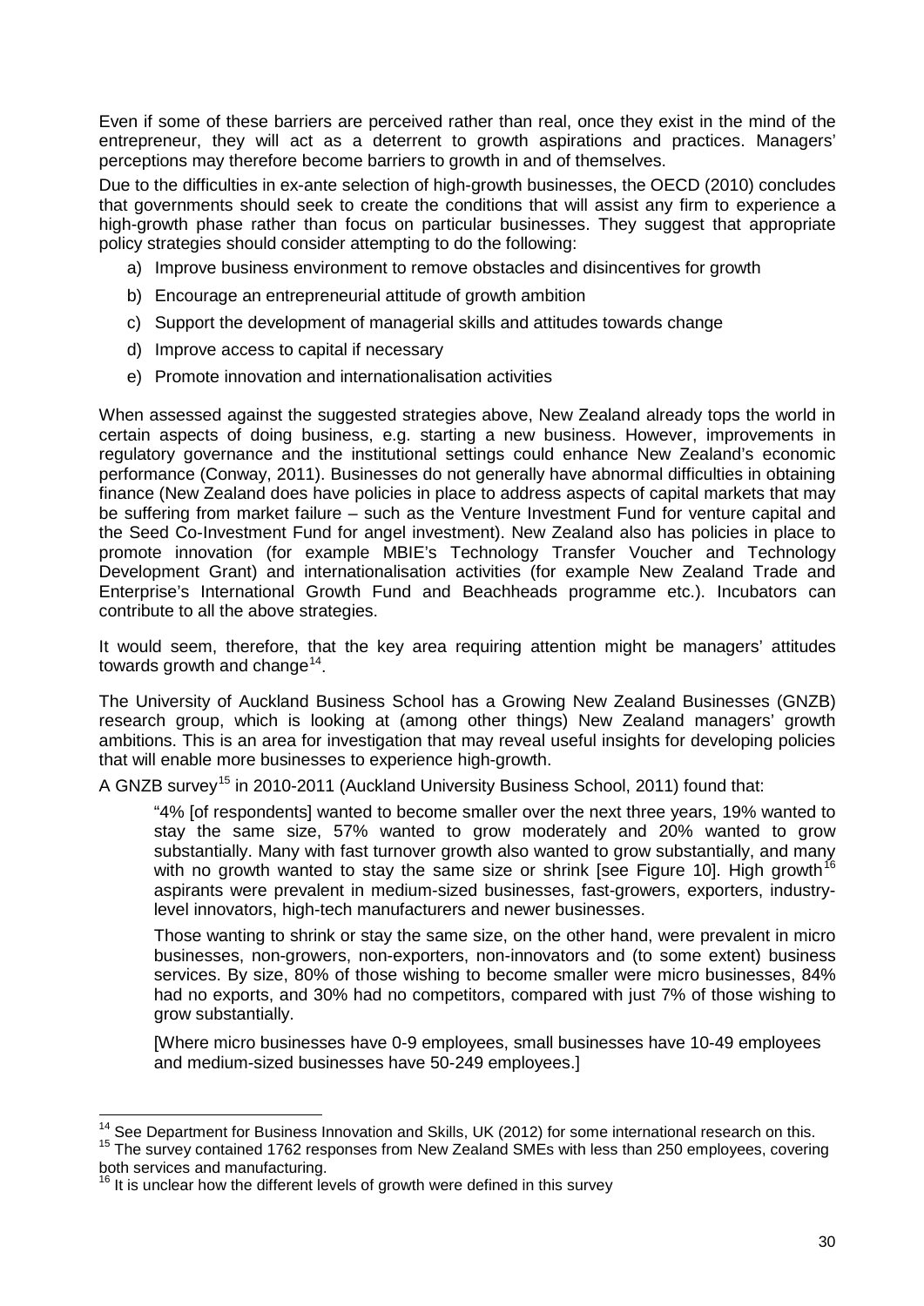Even if some of these barriers are perceived rather than real, once they exist in the mind of the entrepreneur, they will act as a deterrent to growth aspirations and practices. Managers' perceptions may therefore become barriers to growth in and of themselves.

Due to the difficulties in ex-ante selection of high-growth businesses, the OECD (2010) concludes that governments should seek to create the conditions that will assist any firm to experience a high-growth phase rather than focus on particular businesses. They suggest that appropriate policy strategies should consider attempting to do the following:

a) Improve business environment to remove obstacles and disincentives for growth
b) Encourage an entrepreneurial attitude of growth ambition
c) Support the development of managerial skills and attitudes towards change
d) Improve access to capital if necessary
e) Promote innovation and internationalisation activities

When assessed against the suggested strategies above, New Zealand already tops the world in certain aspects of doing business, e.g. starting a new business. However, improvements in regulatory governance and the institutional settings could enhance New Zealand's economic performance (Conway, 2011). Businesses do not generally have abnormal difficulties in obtaining finance (New Zealand does have policies in place to address aspects of capital markets that may be suffering from market failure – such as the Venture Investment Fund for venture capital and the Seed Co-Investment Fund for angel investment). New Zealand also has policies in place to promote innovation (for example MBIE's Technology Transfer Voucher and Technology Development Grant) and internationalisation activities (for example New Zealand Trade and Enterprise's International Growth Fund and Beachheads programme etc.). Incubators can contribute to all the above strategies.

It would seem, therefore, that the key area requiring attention might be managers' attitudes towards growth and change[14].

The University of Auckland Business School has a Growing New Zealand Businesses (GNZB) research group, which is looking at (among other things) New Zealand managers' growth ambitions. This is an area for investigation that may reveal useful insights for developing policies that will enable more businesses to experience high-growth.

A GNZB survey[15] in 2010-2011 (Auckland University Business School, 2011) found that:

> "4% [of respondents] wanted to become smaller over the next three years, 19% wanted to stay the same size, 57% wanted to grow moderately and 20% wanted to grow substantially. Many with fast turnover growth also wanted to grow substantially, and many with no growth wanted to stay the same size or shrink [see Figure 10]. High growth[16] aspirants were prevalent in medium-sized businesses, fast-growers, exporters, industry-level innovators, high-tech manufacturers and newer businesses.
>
> Those wanting to shrink or stay the same size, on the other hand, were prevalent in micro businesses, non-growers, non-exporters, non-innovators and (to some extent) business services. By size, 80% of those wishing to become smaller were micro businesses, 84% had no exports, and 30% had no competitors, compared with just 7% of those wishing to grow substantially.
>
> [Where micro businesses have 0-9 employees, small businesses have 10-49 employees and medium-sized businesses have 50-249 employees.]

[14] See Department for Business Innovation and Skills, UK (2012) for some international research on this.

[15] The survey contained 1762 responses from New Zealand SMEs with less than 250 employees, covering both services and manufacturing.

[16] It is unclear how the different levels of growth were defined in this survey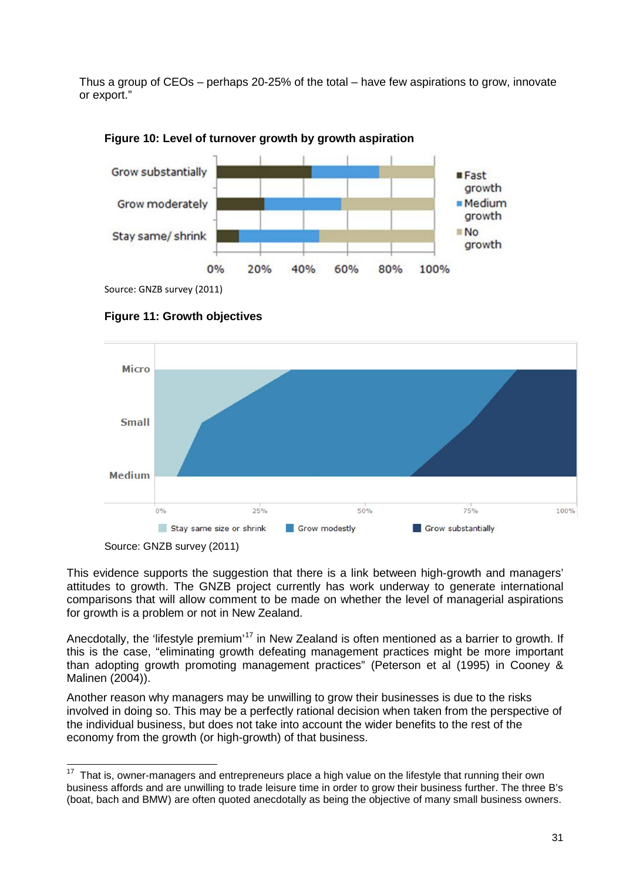Thus a group of CEOs – perhaps 20-25% of the total – have few aspirations to grow, innovate or export."

**Figure 10: Level of turnover growth by growth aspiration**

Grow substantially
Grow moderately
Stay same/ shrink
0% 20% 40% 60% 80% 100%
Fast growth
Medium growth
No growth

Source: GNZB survey (2011)

**Figure 11: Growth objectives**

Micro
Small
Medium
0% 25% 50% 75% 100%
Stay same size or shrink
Grow modestly
Grow substantially

Source: GNZB survey (2011)

This evidence supports the suggestion that there is a link between high-growth and managers' attitudes to growth. The GNZB project currently has work underway to generate international comparisons that will allow comment to be made on whether the level of managerial aspirations for growth is a problem or not in New Zealand.

Anecdotally, the 'lifestyle premium'[17] in New Zealand is often mentioned as a barrier to growth. If this is the case, "eliminating growth defeating management practices might be more important than adopting growth promoting management practices" (Peterson et al (1995) in Cooney & Malinen (2004)).

Another reason why managers may be unwilling to grow their businesses is due to the risks involved in doing so. This may be a perfectly rational decision when taken from the perspective of the individual business, but does not take into account the wider benefits to the rest of the economy from the growth (or high-growth) of that business.

[17] That is, owner-managers and entrepreneurs place a high value on the lifestyle that running their own business affords and are unwilling to trade leisure time in order to grow their business further. The three B's (boat, bach and BMW) are often quoted anecdotally as being the objective of many small business owners.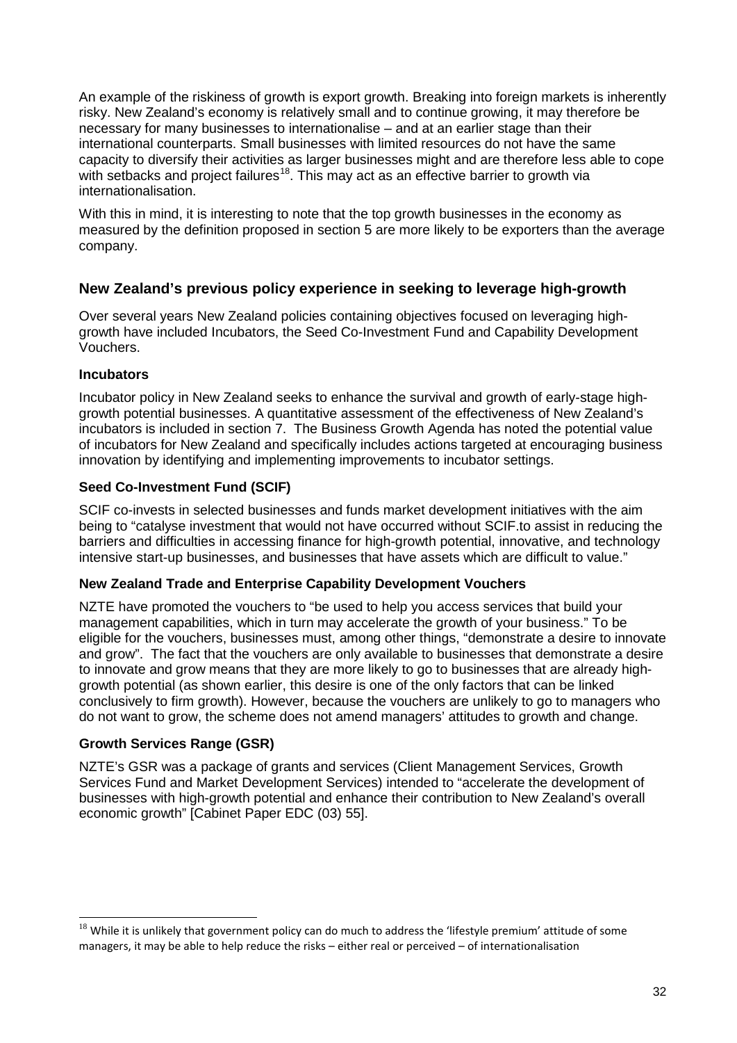An example of the riskiness of growth is export growth. Breaking into foreign markets is inherently risky. New Zealand's economy is relatively small and to continue growing, it may therefore be necessary for many businesses to internationalise – and at an earlier stage than their international counterparts. Small businesses with limited resources do not have the same capacity to diversify their activities as larger businesses might and are therefore less able to cope with setbacks and project failures[18]. This may act as an effective barrier to growth via internationalisation.

With this in mind, it is interesting to note that the top growth businesses in the economy as measured by the definition proposed in section 5 are more likely to be exporters than the average company.

## New Zealand's previous policy experience in seeking to leverage high-growth

Over several years New Zealand policies containing objectives focused on leveraging high-growth have included Incubators, the Seed Co-Investment Fund and Capability Development Vouchers.

### Incubators

Incubator policy in New Zealand seeks to enhance the survival and growth of early-stage high-growth potential businesses. A quantitative assessment of the effectiveness of New Zealand's incubators is included in section 7. The Business Growth Agenda has noted the potential value of incubators for New Zealand and specifically includes actions targeted at encouraging business innovation by identifying and implementing improvements to incubator settings.

### Seed Co-Investment Fund (SCIF)

SCIF co-invests in selected businesses and funds market development initiatives with the aim being to "catalyse investment that would not have occurred without SCIF.to assist in reducing the barriers and difficulties in accessing finance for high-growth potential, innovative, and technology intensive start-up businesses, and businesses that have assets which are difficult to value."

### New Zealand Trade and Enterprise Capability Development Vouchers

NZTE have promoted the vouchers to "be used to help you access services that build your management capabilities, which in turn may accelerate the growth of your business." To be eligible for the vouchers, businesses must, among other things, "demonstrate a desire to innovate and grow". The fact that the vouchers are only available to businesses that demonstrate a desire to innovate and grow means that they are more likely to go to businesses that are already high-growth potential (as shown earlier, this desire is one of the only factors that can be linked conclusively to firm growth). However, because the vouchers are unlikely to go to managers who do not want to grow, the scheme does not amend managers' attitudes to growth and change.

### Growth Services Range (GSR)

NZTE's GSR was a package of grants and services (Client Management Services, Growth Services Fund and Market Development Services) intended to "accelerate the development of businesses with high-growth potential and enhance their contribution to New Zealand's overall economic growth" [Cabinet Paper EDC (03) 55].

---

[18] While it is unlikely that government policy can do much to address the 'lifestyle premium' attitude of some managers, it may be able to help reduce the risks – either real or perceived – of internationalisation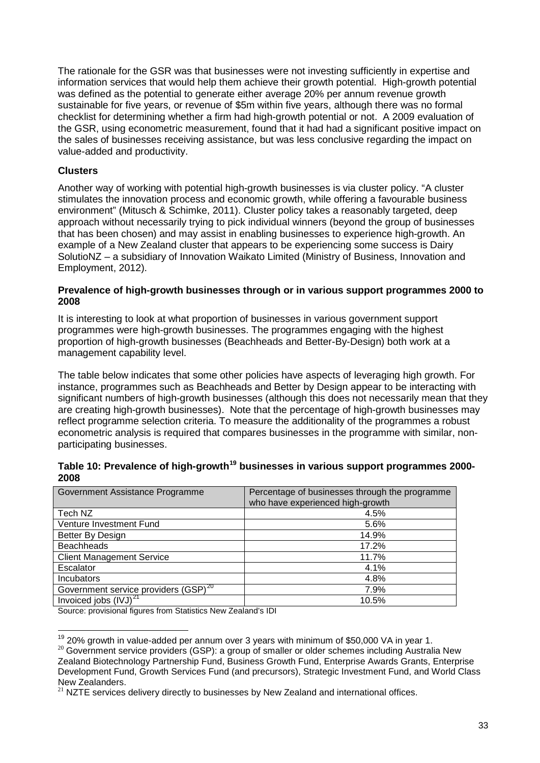The rationale for the GSR was that businesses were not investing sufficiently in expertise and information services that would help them achieve their growth potential. High-growth potential was defined as the potential to generate either average 20% per annum revenue growth sustainable for five years, or revenue of $5m within five years, although there was no formal checklist for determining whether a firm had high-growth potential or not. A 2009 evaluation of the GSR, using econometric measurement, found that it had had a significant positive impact on the sales of businesses receiving assistance, but was less conclusive regarding the impact on value-added and productivity.

**Clusters**

Another way of working with potential high-growth businesses is via cluster policy. "A cluster stimulates the innovation process and economic growth, while offering a favourable business environment" (Mitusch & Schimke, 2011). Cluster policy takes a reasonably targeted, deep approach without necessarily trying to pick individual winners (beyond the group of businesses that has been chosen) and may assist in enabling businesses to experience high-growth. An example of a New Zealand cluster that appears to be experiencing some success is Dairy SolutioNZ – a subsidiary of Innovation Waikato Limited (Ministry of Business, Innovation and Employment, 2012).

**Prevalence of high-growth businesses through or in various support programmes 2000 to 2008**

It is interesting to look at what proportion of businesses in various government support programmes were high-growth businesses. The programmes engaging with the highest proportion of high-growth businesses (Beachheads and Better-By-Design) both work at a management capability level.

The table below indicates that some other policies have aspects of leveraging high growth. For instance, programmes such as Beachheads and Better by Design appear to be interacting with significant numbers of high-growth businesses (although this does not necessarily mean that they are creating high-growth businesses). Note that the percentage of high-growth businesses may reflect programme selection criteria. To measure the additionality of the programmes a robust econometric analysis is required that compares businesses in the programme with similar, non-participating businesses.

**Table 10: Prevalence of high-growth[19] businesses in various support programmes 2000-2008**

| Government Assistance Programme | Percentage of businesses through the programme who have experienced high-growth |
|---|---|
| Tech NZ | 4.5% |
| Venture Investment Fund | 5.6% |
| Better By Design | 14.9% |
| Beachheads | 17.2% |
| Client Management Service | 11.7% |
| Escalator | 4.1% |
| Incubators | 4.8% |
| Government service providers (GSP)[20] | 7.9% |
| Invoiced jobs (IVJ)[21] | 10.5% |

Source: provisional figures from Statistics New Zealand's IDI

---

[19] 20% growth in value-added per annum over 3 years with minimum of $50,000 VA in year 1.

[20] Government service providers (GSP): a group of smaller or older schemes including Australia New Zealand Biotechnology Partnership Fund, Business Growth Fund, Enterprise Awards Grants, Enterprise Development Fund, Growth Services Fund (and precursors), Strategic Investment Fund, and World Class New Zealanders.

[21] NZTE services delivery directly to businesses by New Zealand and international offices.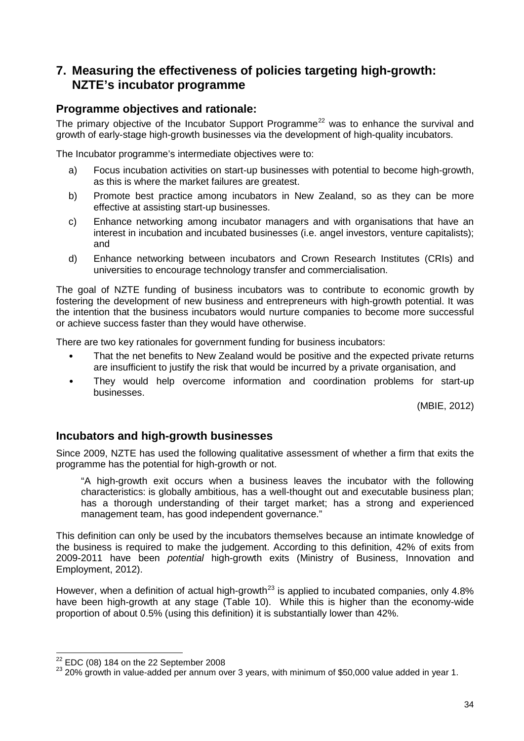## 7. Measuring the effectiveness of policies targeting high-growth: NZTE's incubator programme

### Programme objectives and rationale:

The primary objective of the Incubator Support Programme[22] was to enhance the survival and growth of early-stage high-growth businesses via the development of high-quality incubators.

The Incubator programme's intermediate objectives were to:

a) Focus incubation activities on start-up businesses with potential to become high-growth, as this is where the market failures are greatest.

b) Promote best practice among incubators in New Zealand, so as they can be more effective at assisting start-up businesses.

c) Enhance networking among incubator managers and with organisations that have an interest in incubation and incubated businesses (i.e. angel investors, venture capitalists); and

d) Enhance networking between incubators and Crown Research Institutes (CRIs) and universities to encourage technology transfer and commercialisation.

The goal of NZTE funding of business incubators was to contribute to economic growth by fostering the development of new business and entrepreneurs with high-growth potential. It was the intention that the business incubators would nurture companies to become more successful or achieve success faster than they would have otherwise.

There are two key rationales for government funding for business incubators:

- That the net benefits to New Zealand would be positive and the expected private returns are insufficient to justify the risk that would be incurred by a private organisation, and
- They would help overcome information and coordination problems for start-up businesses.

(MBIE, 2012)

### Incubators and high-growth businesses

Since 2009, NZTE has used the following qualitative assessment of whether a firm that exits the programme has the potential for high-growth or not.

> "A high-growth exit occurs when a business leaves the incubator with the following characteristics: is globally ambitious, has a well-thought out and executable business plan; has a thorough understanding of their target market; has a strong and experienced management team, has good independent governance."

This definition can only be used by the incubators themselves because an intimate knowledge of the business is required to make the judgement. According to this definition, 42% of exits from 2009-2011 have been *potential* high-growth exits (Ministry of Business, Innovation and Employment, 2012).

However, when a definition of actual high-growth[23] is applied to incubated companies, only 4.8% have been high-growth at any stage (Table 10). While this is higher than the economy-wide proportion of about 0.5% (using this definition) it is substantially lower than 42%.

---

[22] EDC (08) 184 on the 22 September 2008

[23] 20% growth in value-added per annum over 3 years, with minimum of $50,000 value added in year 1.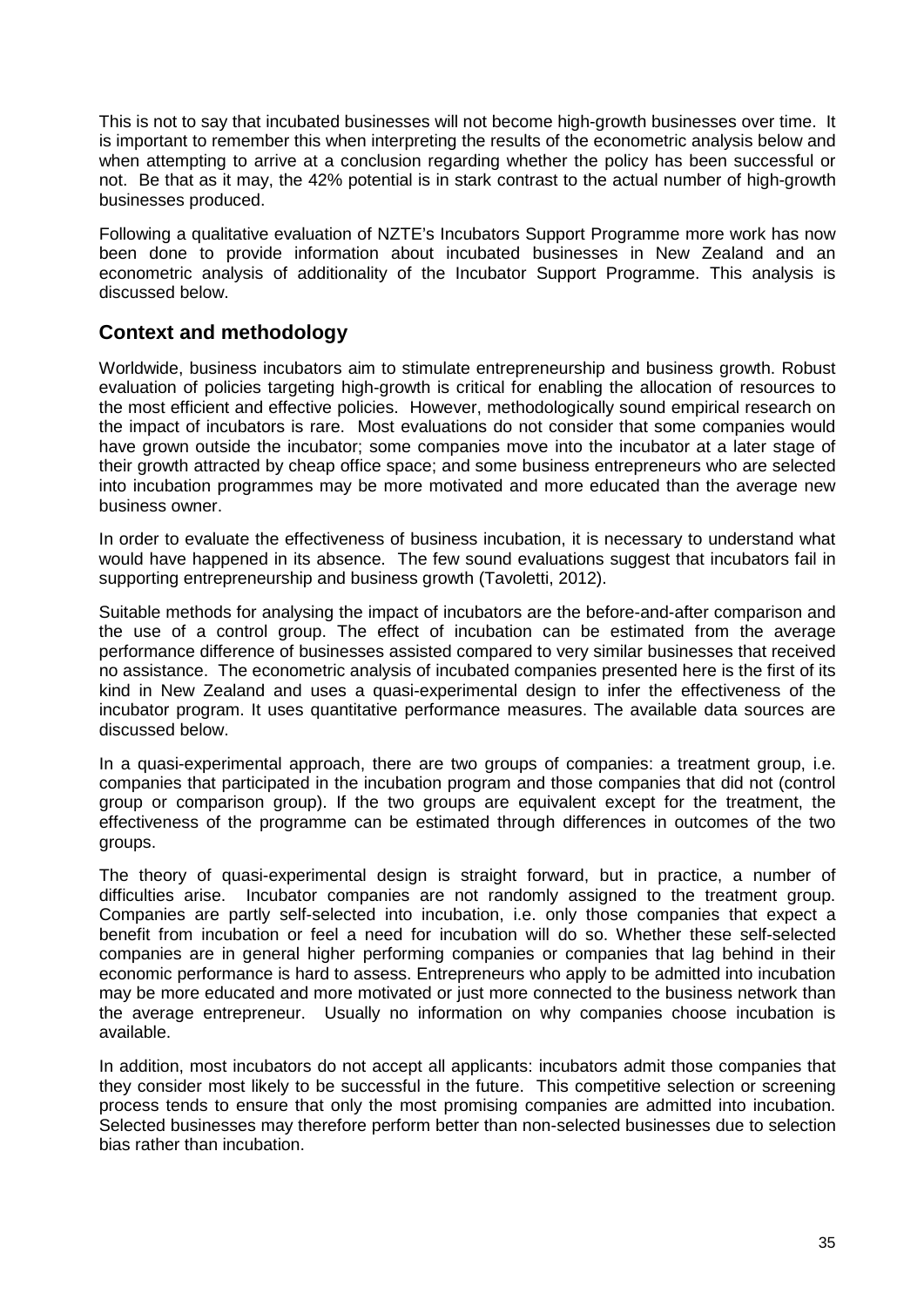This is not to say that incubated businesses will not become high-growth businesses over time. It is important to remember this when interpreting the results of the econometric analysis below and when attempting to arrive at a conclusion regarding whether the policy has been successful or not. Be that as it may, the 42% potential is in stark contrast to the actual number of high-growth businesses produced.

Following a qualitative evaluation of NZTE's Incubators Support Programme more work has now been done to provide information about incubated businesses in New Zealand and an econometric analysis of additionality of the Incubator Support Programme. This analysis is discussed below.

## Context and methodology

Worldwide, business incubators aim to stimulate entrepreneurship and business growth. Robust evaluation of policies targeting high-growth is critical for enabling the allocation of resources to the most efficient and effective policies. However, methodologically sound empirical research on the impact of incubators is rare. Most evaluations do not consider that some companies would have grown outside the incubator; some companies move into the incubator at a later stage of their growth attracted by cheap office space; and some business entrepreneurs who are selected into incubation programmes may be more motivated and more educated than the average new business owner.

In order to evaluate the effectiveness of business incubation, it is necessary to understand what would have happened in its absence. The few sound evaluations suggest that incubators fail in supporting entrepreneurship and business growth (Tavoletti, 2012).

Suitable methods for analysing the impact of incubators are the before-and-after comparison and the use of a control group. The effect of incubation can be estimated from the average performance difference of businesses assisted compared to very similar businesses that received no assistance. The econometric analysis of incubated companies presented here is the first of its kind in New Zealand and uses a quasi-experimental design to infer the effectiveness of the incubator program. It uses quantitative performance measures. The available data sources are discussed below.

In a quasi-experimental approach, there are two groups of companies: a treatment group, i.e. companies that participated in the incubation program and those companies that did not (control group or comparison group). If the two groups are equivalent except for the treatment, the effectiveness of the programme can be estimated through differences in outcomes of the two groups.

The theory of quasi-experimental design is straight forward, but in practice, a number of difficulties arise. Incubator companies are not randomly assigned to the treatment group. Companies are partly self-selected into incubation, i.e. only those companies that expect a benefit from incubation or feel a need for incubation will do so. Whether these self-selected companies are in general higher performing companies or companies that lag behind in their economic performance is hard to assess. Entrepreneurs who apply to be admitted into incubation may be more educated and more motivated or just more connected to the business network than the average entrepreneur. Usually no information on why companies choose incubation is available.

In addition, most incubators do not accept all applicants: incubators admit those companies that they consider most likely to be successful in the future. This competitive selection or screening process tends to ensure that only the most promising companies are admitted into incubation. Selected businesses may therefore perform better than non-selected businesses due to selection bias rather than incubation.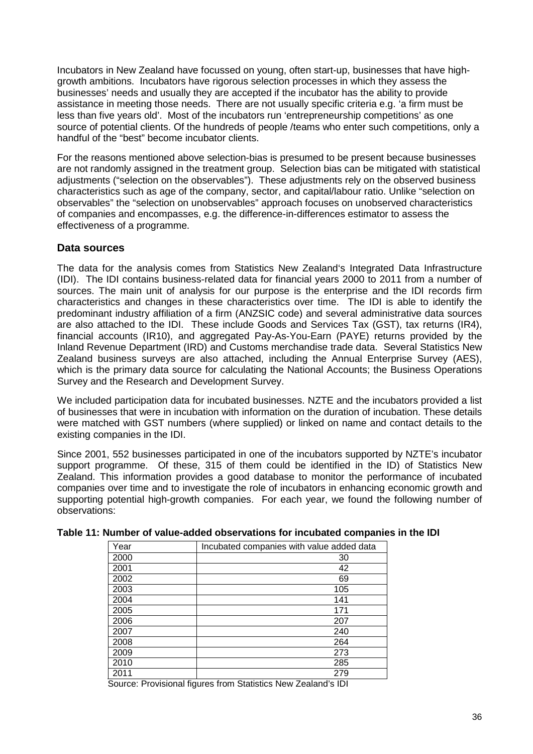Incubators in New Zealand have focussed on young, often start-up, businesses that have high-growth ambitions. Incubators have rigorous selection processes in which they assess the businesses' needs and usually they are accepted if the incubator has the ability to provide assistance in meeting those needs. There are not usually specific criteria e.g. 'a firm must be less than five years old'. Most of the incubators run 'entrepreneurship competitions' as one source of potential clients. Of the hundreds of people /teams who enter such competitions, only a handful of the "best" become incubator clients.

For the reasons mentioned above selection-bias is presumed to be present because businesses are not randomly assigned in the treatment group. Selection bias can be mitigated with statistical adjustments ("selection on the observables"). These adjustments rely on the observed business characteristics such as age of the company, sector, and capital/labour ratio. Unlike "selection on observables" the "selection on unobservables" approach focuses on unobserved characteristics of companies and encompasses, e.g. the difference-in-differences estimator to assess the effectiveness of a programme.

## Data sources

The data for the analysis comes from Statistics New Zealand's Integrated Data Infrastructure (IDI). The IDI contains business-related data for financial years 2000 to 2011 from a number of sources. The main unit of analysis for our purpose is the enterprise and the IDI records firm characteristics and changes in these characteristics over time. The IDI is able to identify the predominant industry affiliation of a firm (ANZSIC code) and several administrative data sources are also attached to the IDI. These include Goods and Services Tax (GST), tax returns (IR4), financial accounts (IR10), and aggregated Pay-As-You-Earn (PAYE) returns provided by the Inland Revenue Department (IRD) and Customs merchandise trade data. Several Statistics New Zealand business surveys are also attached, including the Annual Enterprise Survey (AES), which is the primary data source for calculating the National Accounts; the Business Operations Survey and the Research and Development Survey.

We included participation data for incubated businesses. NZTE and the incubators provided a list of businesses that were in incubation with information on the duration of incubation. These details were matched with GST numbers (where supplied) or linked on name and contact details to the existing companies in the IDI.

Since 2001, 552 businesses participated in one of the incubators supported by NZTE's incubator support programme. Of these, 315 of them could be identified in the ID) of Statistics New Zealand. This information provides a good database to monitor the performance of incubated companies over time and to investigate the role of incubators in enhancing economic growth and supporting potential high-growth companies. For each year, we found the following number of observations:

**Table 11: Number of value-added observations for incubated companies in the IDI**

| Year | Incubated companies with value added data |
|---|---|
| 2000 | 30 |
| 2001 | 42 |
| 2002 | 69 |
| 2003 | 105 |
| 2004 | 141 |
| 2005 | 171 |
| 2006 | 207 |
| 2007 | 240 |
| 2008 | 264 |
| 2009 | 273 |
| 2010 | 285 |
| 2011 | 279 |

Source: Provisional figures from Statistics New Zealand's IDI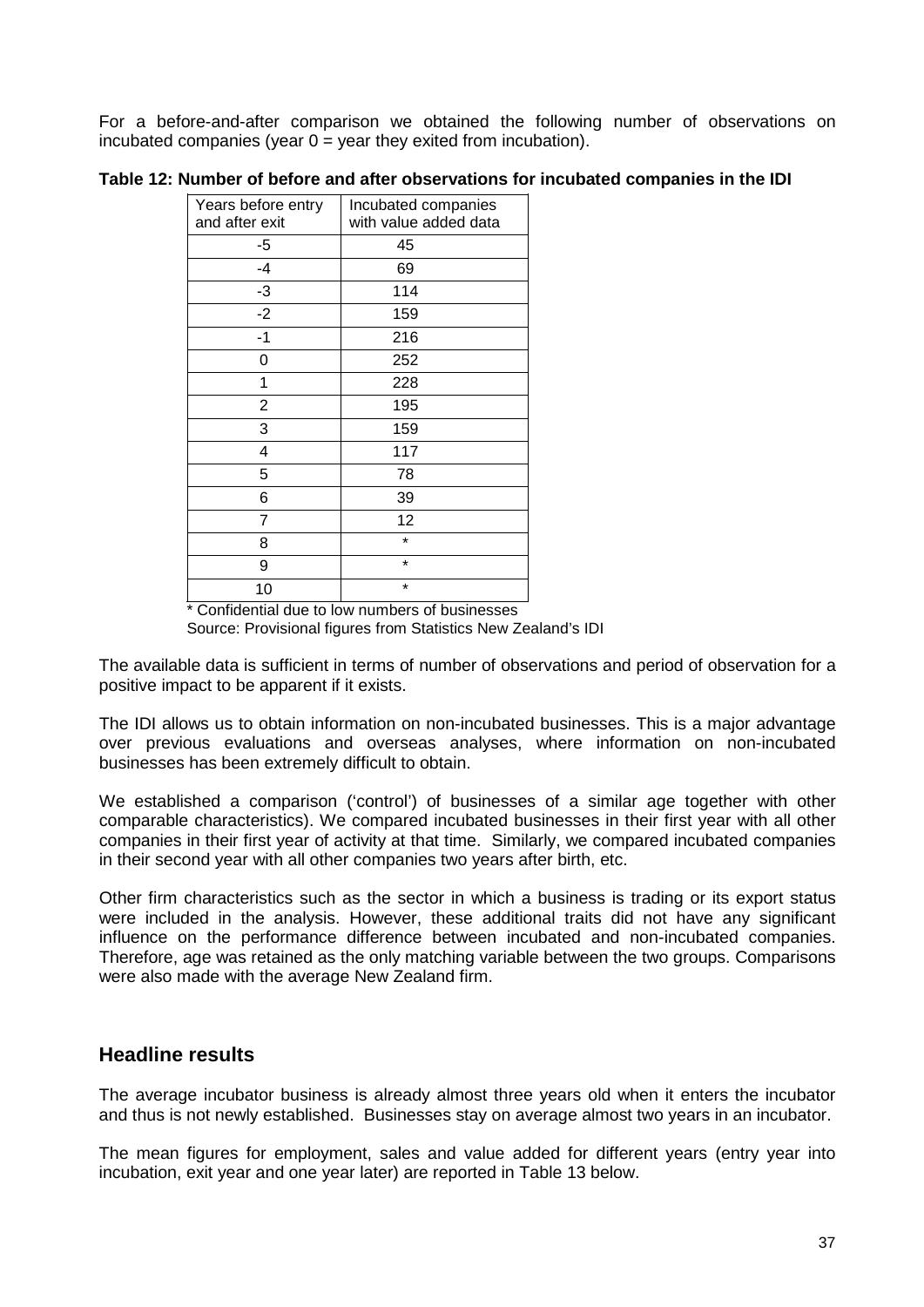For a before-and-after comparison we obtained the following number of observations on incubated companies (year 0 = year they exited from incubation).

**Table 12: Number of before and after observations for incubated companies in the IDI**

| Years before entry and after exit | Incubated companies with value added data |
|---|---|
| -5 | 45 |
| -4 | 69 |
| -3 | 114 |
| -2 | 159 |
| -1 | 216 |
| 0 | 252 |
| 1 | 228 |
| 2 | 195 |
| 3 | 159 |
| 4 | 117 |
| 5 | 78 |
| 6 | 39 |
| 7 | 12 |
| 8 | * |
| 9 | * |
| 10 | * |

\* Confidential due to low numbers of businesses
Source: Provisional figures from Statistics New Zealand's IDI

The available data is sufficient in terms of number of observations and period of observation for a positive impact to be apparent if it exists.

The IDI allows us to obtain information on non-incubated businesses. This is a major advantage over previous evaluations and overseas analyses, where information on non-incubated businesses has been extremely difficult to obtain.

We established a comparison ('control') of businesses of a similar age together with other comparable characteristics). We compared incubated businesses in their first year with all other companies in their first year of activity at that time. Similarly, we compared incubated companies in their second year with all other companies two years after birth, etc.

Other firm characteristics such as the sector in which a business is trading or its export status were included in the analysis. However, these additional traits did not have any significant influence on the performance difference between incubated and non-incubated companies. Therefore, age was retained as the only matching variable between the two groups. Comparisons were also made with the average New Zealand firm.

## Headline results

The average incubator business is already almost three years old when it enters the incubator and thus is not newly established. Businesses stay on average almost two years in an incubator.

The mean figures for employment, sales and value added for different years (entry year into incubation, exit year and one year later) are reported in Table 13 below.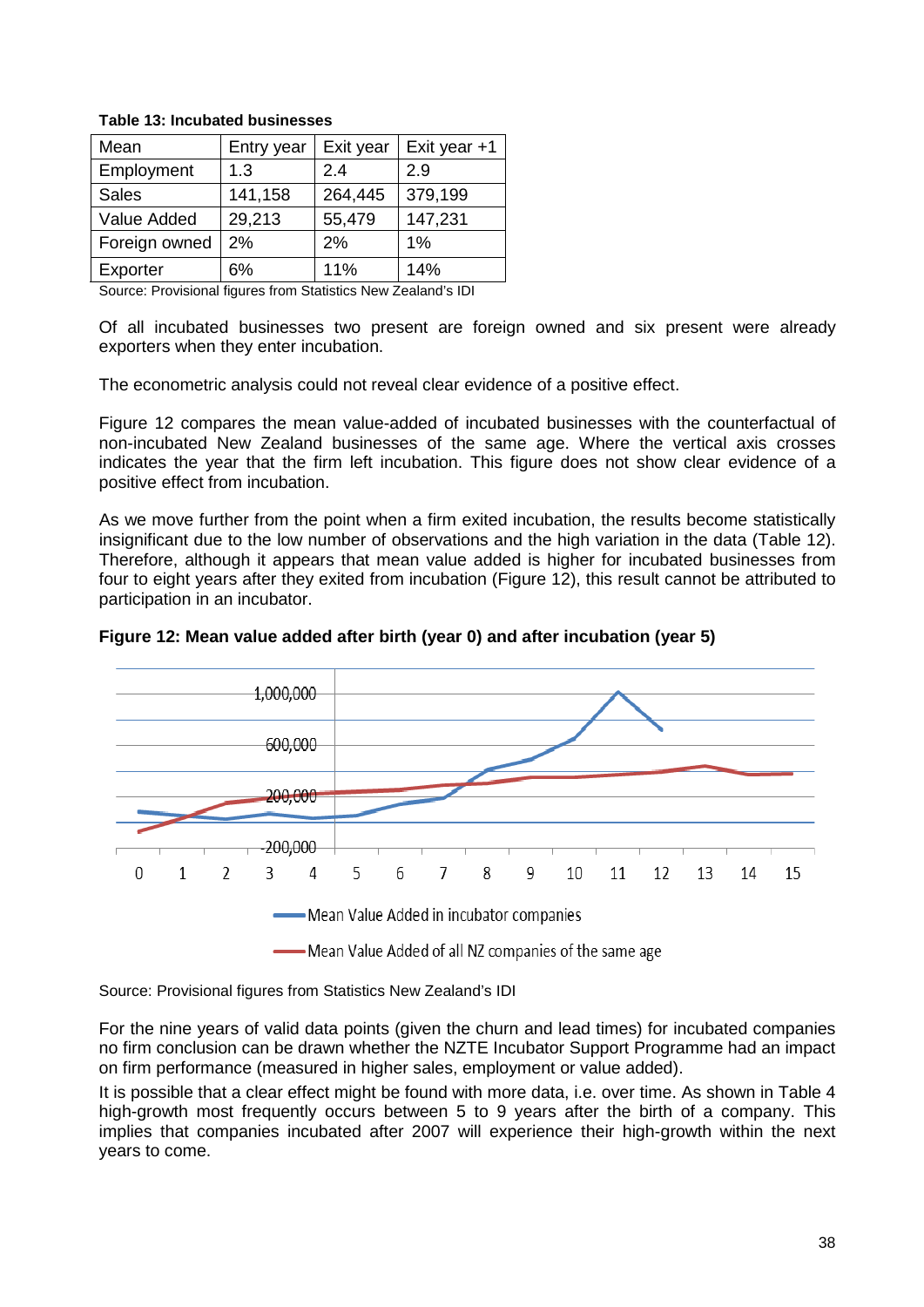**Table 13: Incubated businesses**

| Mean | Entry year | Exit year | Exit year +1 |
|---|---|---|---|
| Employment | 1.3 | 2.4 | 2.9 |
| Sales | 141,158 | 264,445 | 379,199 |
| Value Added | 29,213 | 55,479 | 147,231 |
| Foreign owned | 2% | 2% | 1% |
| Exporter | 6% | 11% | 14% |

Source: Provisional figures from Statistics New Zealand's IDI

Of all incubated businesses two present are foreign owned and six present were already exporters when they enter incubation.

The econometric analysis could not reveal clear evidence of a positive effect.

Figure 12 compares the mean value-added of incubated businesses with the counterfactual of non-incubated New Zealand businesses of the same age. Where the vertical axis crosses indicates the year that the firm left incubation. This figure does not show clear evidence of a positive effect from incubation.

As we move further from the point when a firm exited incubation, the results become statistically insignificant due to the low number of observations and the high variation in the data (Table 12). Therefore, although it appears that mean value added is higher for incubated businesses from four to eight years after they exited from incubation (Figure 12), this result cannot be attributed to participation in an incubator.

**Figure 12: Mean value added after birth (year 0) and after incubation (year 5)**

Source: Provisional figures from Statistics New Zealand's IDI

For the nine years of valid data points (given the churn and lead times) for incubated companies no firm conclusion can be drawn whether the NZTE Incubator Support Programme had an impact on firm performance (measured in higher sales, employment or value added).

It is possible that a clear effect might be found with more data, i.e. over time. As shown in Table 4 high-growth most frequently occurs between 5 to 9 years after the birth of a company. This implies that companies incubated after 2007 will experience their high-growth within the next years to come.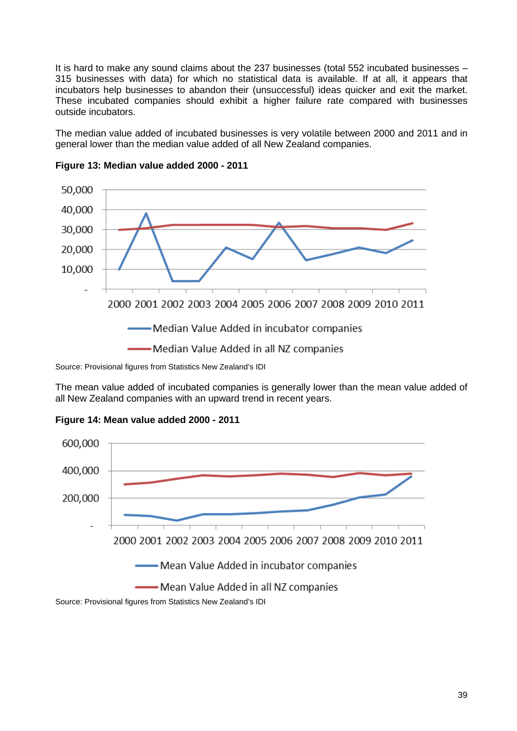It is hard to make any sound claims about the 237 businesses (total 552 incubated businesses – 315 businesses with data) for which no statistical data is available. If at all, it appears that incubators help businesses to abandon their (unsuccessful) ideas quicker and exit the market. These incubated companies should exhibit a higher failure rate compared with businesses outside incubators.

The median value added of incubated businesses is very volatile between 2000 and 2011 and in general lower than the median value added of all New Zealand companies.

**Figure 13: Median value added 2000 - 2011**

50,000
40,000
30,000
20,000
10,000
-

2000 2001 2002 2003 2004 2005 2006 2007 2008 2009 2010 2011

Median Value Added in incubator companies

Median Value Added in all NZ companies

Source: Provisional figures from Statistics New Zealand's IDI

The mean value added of incubated companies is generally lower than the mean value added of all New Zealand companies with an upward trend in recent years.

**Figure 14: Mean value added 2000 - 2011**

600,000
400,000
200,000
-

2000 2001 2002 2003 2004 2005 2006 2007 2008 2009 2010 2011

Mean Value Added in incubator companies

Mean Value Added in all NZ companies

Source: Provisional figures from Statistics New Zealand's IDI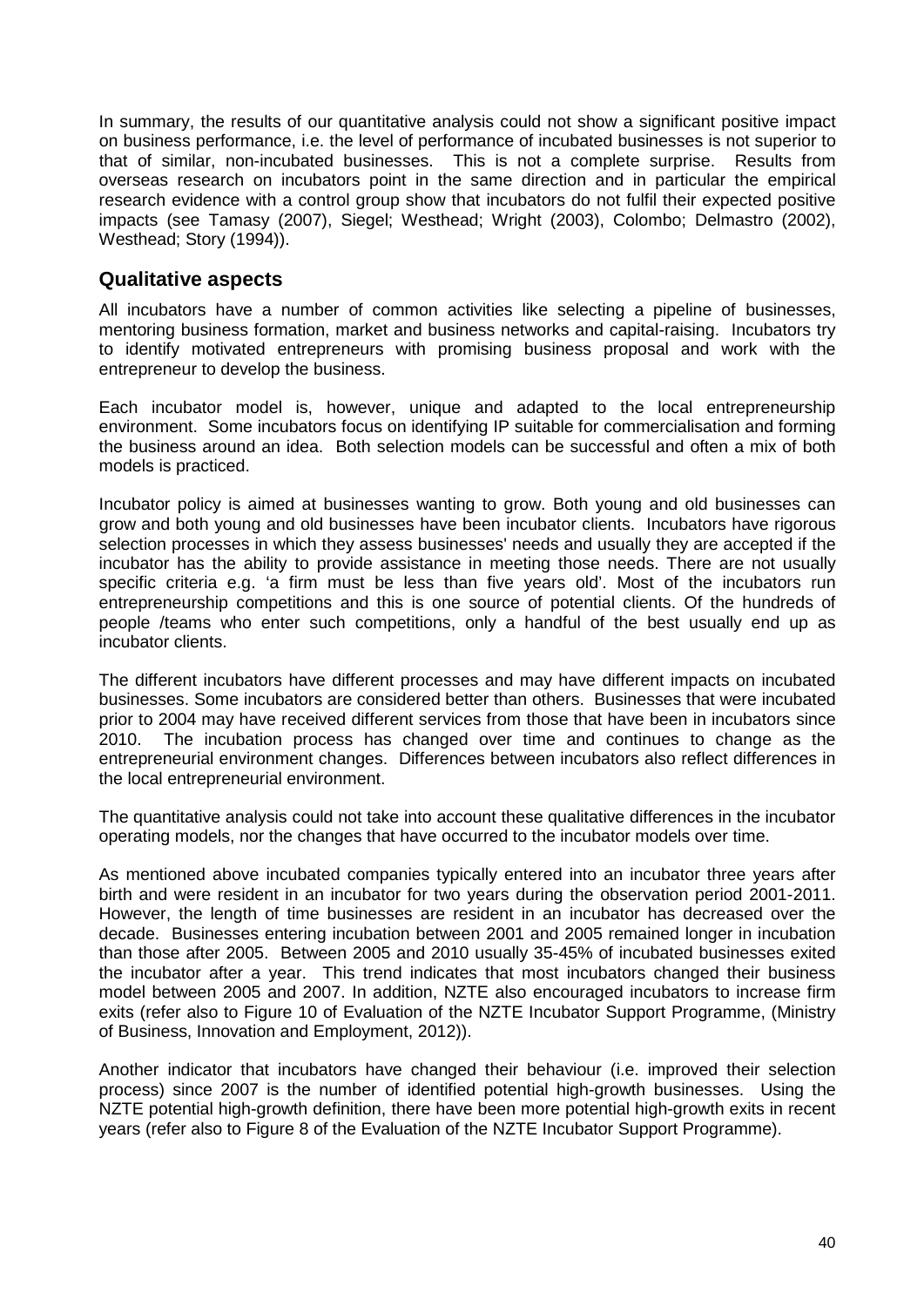In summary, the results of our quantitative analysis could not show a significant positive impact on business performance, i.e. the level of performance of incubated businesses is not superior to that of similar, non-incubated businesses. This is not a complete surprise. Results from overseas research on incubators point in the same direction and in particular the empirical research evidence with a control group show that incubators do not fulfil their expected positive impacts (see Tamasy (2007), Siegel; Westhead; Wright (2003), Colombo; Delmastro (2002), Westhead; Story (1994)).

## Qualitative aspects

All incubators have a number of common activities like selecting a pipeline of businesses, mentoring business formation, market and business networks and capital-raising. Incubators try to identify motivated entrepreneurs with promising business proposal and work with the entrepreneur to develop the business.

Each incubator model is, however, unique and adapted to the local entrepreneurship environment. Some incubators focus on identifying IP suitable for commercialisation and forming the business around an idea. Both selection models can be successful and often a mix of both models is practiced.

Incubator policy is aimed at businesses wanting to grow. Both young and old businesses can grow and both young and old businesses have been incubator clients. Incubators have rigorous selection processes in which they assess businesses' needs and usually they are accepted if the incubator has the ability to provide assistance in meeting those needs. There are not usually specific criteria e.g. 'a firm must be less than five years old'. Most of the incubators run entrepreneurship competitions and this is one source of potential clients. Of the hundreds of people /teams who enter such competitions, only a handful of the best usually end up as incubator clients.

The different incubators have different processes and may have different impacts on incubated businesses. Some incubators are considered better than others. Businesses that were incubated prior to 2004 may have received different services from those that have been in incubators since 2010. The incubation process has changed over time and continues to change as the entrepreneurial environment changes. Differences between incubators also reflect differences in the local entrepreneurial environment.

The quantitative analysis could not take into account these qualitative differences in the incubator operating models, nor the changes that have occurred to the incubator models over time.

As mentioned above incubated companies typically entered into an incubator three years after birth and were resident in an incubator for two years during the observation period 2001-2011. However, the length of time businesses are resident in an incubator has decreased over the decade. Businesses entering incubation between 2001 and 2005 remained longer in incubation than those after 2005. Between 2005 and 2010 usually 35-45% of incubated businesses exited the incubator after a year. This trend indicates that most incubators changed their business model between 2005 and 2007. In addition, NZTE also encouraged incubators to increase firm exits (refer also to Figure 10 of Evaluation of the NZTE Incubator Support Programme, (Ministry of Business, Innovation and Employment, 2012)).

Another indicator that incubators have changed their behaviour (i.e. improved their selection process) since 2007 is the number of identified potential high-growth businesses. Using the NZTE potential high-growth definition, there have been more potential high-growth exits in recent years (refer also to Figure 8 of the Evaluation of the NZTE Incubator Support Programme).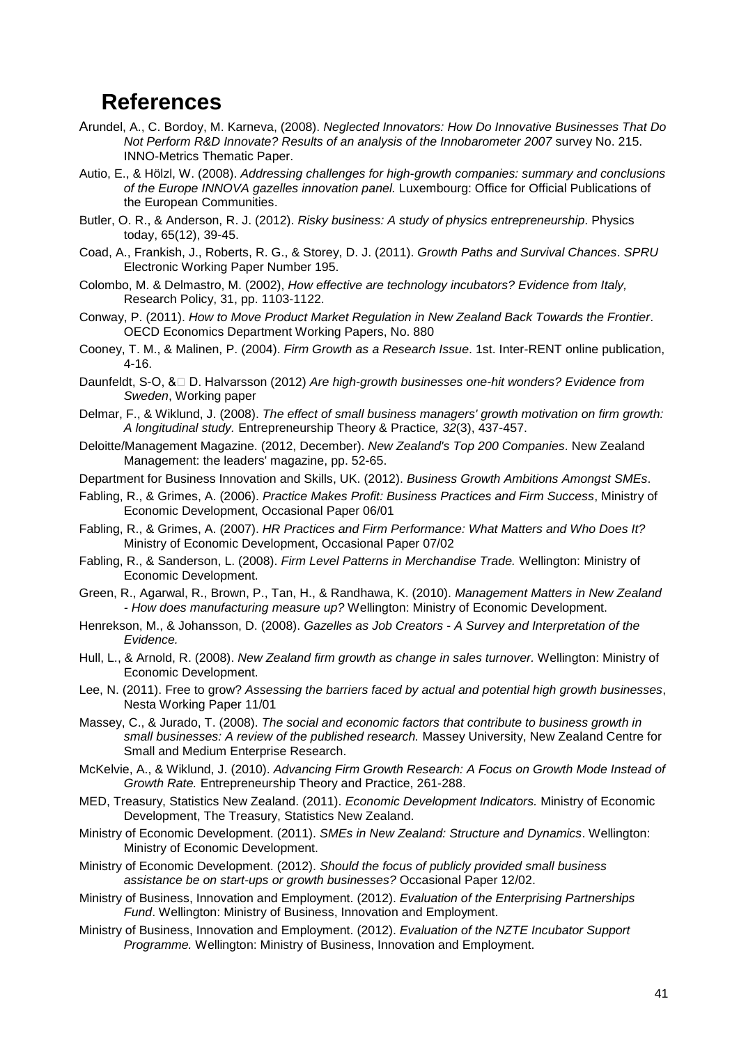# References

Arundel, A., C. Bordoy, M. Karneva, (2008). *Neglected Innovators: How Do Innovative Businesses That Do Not Perform R&D Innovate? Results of an analysis of the Innobarometer 2007* survey No. 215. INNO-Metrics Thematic Paper.

Autio, E., & Hölzl, W. (2008). *Addressing challenges for high-growth companies: summary and conclusions of the Europe INNOVA gazelles innovation panel.* Luxembourg: Office for Official Publications of the European Communities.

Butler, O. R., & Anderson, R. J. (2012). *Risky business: A study of physics entrepreneurship*. Physics today, 65(12), 39-45.

Coad, A., Frankish, J., Roberts, R. G., & Storey, D. J. (2011). *Growth Paths and Survival Chances*. *SPRU* Electronic Working Paper Number 195.

Colombo, M. & Delmastro, M. (2002), *How effective are technology incubators? Evidence from Italy,* Research Policy, 31, pp. 1103-1122.

Conway, P. (2011). *How to Move Product Market Regulation in New Zealand Back Towards the Frontier*. OECD Economics Department Working Papers, No. 880

Cooney, T. M., & Malinen, P. (2004). *Firm Growth as a Research Issue*. 1st. Inter-RENT online publication, 4-16.

Daunfeldt, S-O, & D. Halvarsson (2012) *Are high-growth businesses one-hit wonders? Evidence from Sweden*, Working paper

Delmar, F., & Wiklund, J. (2008). *The effect of small business managers' growth motivation on firm growth: A longitudinal study.* Entrepreneurship Theory & Practice*, 32*(3), 437-457.

Deloitte/Management Magazine. (2012, December). *New Zealand's Top 200 Companies*. New Zealand Management: the leaders' magazine, pp. 52-65.

Department for Business Innovation and Skills, UK. (2012). *Business Growth Ambitions Amongst SMEs*.

Fabling, R., & Grimes, A. (2006). *Practice Makes Profit: Business Practices and Firm Success*, Ministry of Economic Development, Occasional Paper 06/01

Fabling, R., & Grimes, A. (2007). *HR Practices and Firm Performance: What Matters and Who Does It?* Ministry of Economic Development, Occasional Paper 07/02

Fabling, R., & Sanderson, L. (2008). *Firm Level Patterns in Merchandise Trade.* Wellington: Ministry of Economic Development.

Green, R., Agarwal, R., Brown, P., Tan, H., & Randhawa, K. (2010). *Management Matters in New Zealand - How does manufacturing measure up?* Wellington: Ministry of Economic Development.

Henrekson, M., & Johansson, D. (2008). *Gazelles as Job Creators - A Survey and Interpretation of the Evidence.*

Hull, L., & Arnold, R. (2008). *New Zealand firm growth as change in sales turnover*. Wellington: Ministry of Economic Development.

Lee, N. (2011). Free to grow? *Assessing the barriers faced by actual and potential high growth businesses*, Nesta Working Paper 11/01

Massey, C., & Jurado, T. (2008). *The social and economic factors that contribute to business growth in small businesses: A review of the published research.* Massey University, New Zealand Centre for Small and Medium Enterprise Research.

McKelvie, A., & Wiklund, J. (2010). *Advancing Firm Growth Research: A Focus on Growth Mode Instead of Growth Rate.* Entrepreneurship Theory and Practice, 261-288.

MED, Treasury, Statistics New Zealand. (2011). *Economic Development Indicators.* Ministry of Economic Development, The Treasury, Statistics New Zealand.

Ministry of Economic Development. (2011). *SMEs in New Zealand: Structure and Dynamics*. Wellington: Ministry of Economic Development.

Ministry of Economic Development. (2012). *Should the focus of publicly provided small business assistance be on start-ups or growth businesses?* Occasional Paper 12/02.

Ministry of Business, Innovation and Employment. (2012). *Evaluation of the Enterprising Partnerships Fund*. Wellington: Ministry of Business, Innovation and Employment.

Ministry of Business, Innovation and Employment. (2012). *Evaluation of the NZTE Incubator Support Programme.* Wellington: Ministry of Business, Innovation and Employment.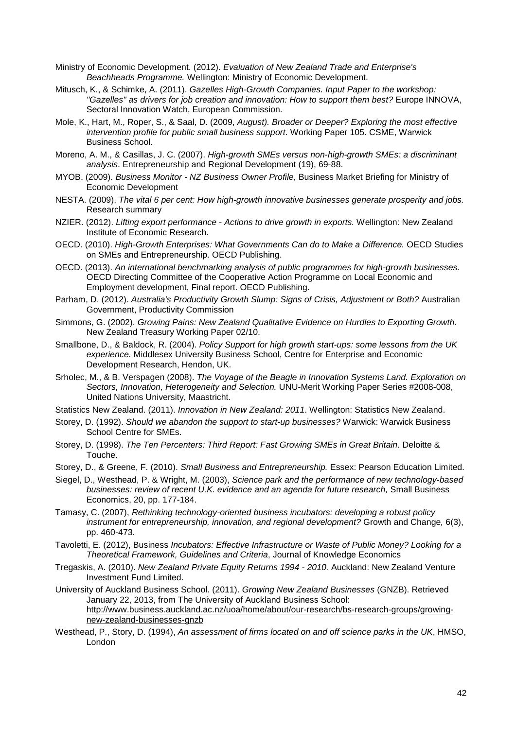Ministry of Economic Development. (2012). *Evaluation of New Zealand Trade and Enterprise's Beachheads Programme.* Wellington: Ministry of Economic Development.

Mitusch, K., & Schimke, A. (2011). *Gazelles High-Growth Companies. Input Paper to the workshop: "Gazelles" as drivers for job creation and innovation: How to support them best?* Europe INNOVA, Sectoral Innovation Watch, European Commission.

Mole, K., Hart, M., Roper, S., & Saal, D. (2009, *August). Broader or Deeper? Exploring the most effective intervention profile for public small business support*. Working Paper 105. CSME, Warwick Business School.

Moreno, A. M., & Casillas, J. C. (2007). *High-growth SMEs versus non-high-growth SMEs: a discriminant analysis*. Entrepreneurship and Regional Development (19), 69-88.

MYOB. (2009). *Business Monitor - NZ Business Owner Profile,* Business Market Briefing for Ministry of Economic Development

NESTA. (2009). *The vital 6 per cent: How high-growth innovative businesses generate prosperity and jobs.* Research summary

NZIER. (2012). *Lifting export performance - Actions to drive growth in exports.* Wellington: New Zealand Institute of Economic Research.

OECD. (2010). *High-Growth Enterprises: What Governments Can do to Make a Difference.* OECD Studies on SMEs and Entrepreneurship. OECD Publishing.

OECD. (2013). *An international benchmarking analysis of public programmes for high-growth businesses.* OECD Directing Committee of the Cooperative Action Programme on Local Economic and Employment development, Final report. OECD Publishing.

Parham, D. (2012). *Australia's Productivity Growth Slump: Signs of Crisis, Adjustment or Both?* Australian Government, Productivity Commission

Simmons, G. (2002). *Growing Pains: New Zealand Qualitative Evidence on Hurdles to Exporting Growth*. New Zealand Treasury Working Paper 02/10.

Smallbone, D., & Baldock, R. (2004). *Policy Support for high growth start-ups: some lessons from the UK experience.* Middlesex University Business School, Centre for Enterprise and Economic Development Research, Hendon, UK.

Srholec, M., & B. Verspagen (2008). *The Voyage of the Beagle in Innovation Systems Land. Exploration on Sectors, Innovation, Heterogeneity and Selection.* UNU-Merit Working Paper Series #2008-008, United Nations University, Maastricht.

Statistics New Zealand. (2011). *Innovation in New Zealand: 2011*. Wellington: Statistics New Zealand.

Storey, D. (1992). *Should we abandon the support to start-up businesses?* Warwick: Warwick Business School Centre for SMEs.

Storey, D. (1998). *The Ten Percenters: Third Report: Fast Growing SMEs in Great Britain.* Deloitte & Touche.

Storey, D., & Greene, F. (2010). *Small Business and Entrepreneurship.* Essex: Pearson Education Limited.

Siegel, D., Westhead, P. & Wright, M. (2003), *Science park and the performance of new technology-based businesses: review of recent U.K. evidence and an agenda for future research,* Small Business Economics, 20, pp. 177-184.

Tamasy, C. (2007), *Rethinking technology-oriented business incubators: developing a robust policy instrument for entrepreneurship, innovation, and regional development?* Growth and Change*,* 6(3), pp. 460-473.

Tavoletti, E. (2012), Business *Incubators: Effective Infrastructure or Waste of Public Money? Looking for a Theoretical Framework, Guidelines and Criteria*, Journal of Knowledge Economics

Tregaskis, A. (2010). *New Zealand Private Equity Returns 1994 - 2010.* Auckland: New Zealand Venture Investment Fund Limited.

University of Auckland Business School. (2011). *Growing New Zealand Businesses* (GNZB). Retrieved January 22, 2013, from The University of Auckland Business School: http://www.business.auckland.ac.nz/uoa/home/about/our-research/bs-research-groups/growing-new-zealand-businesses-gnzb

Westhead, P., Story, D. (1994), *An assessment of firms located on and off science parks in the UK*, HMSO, London